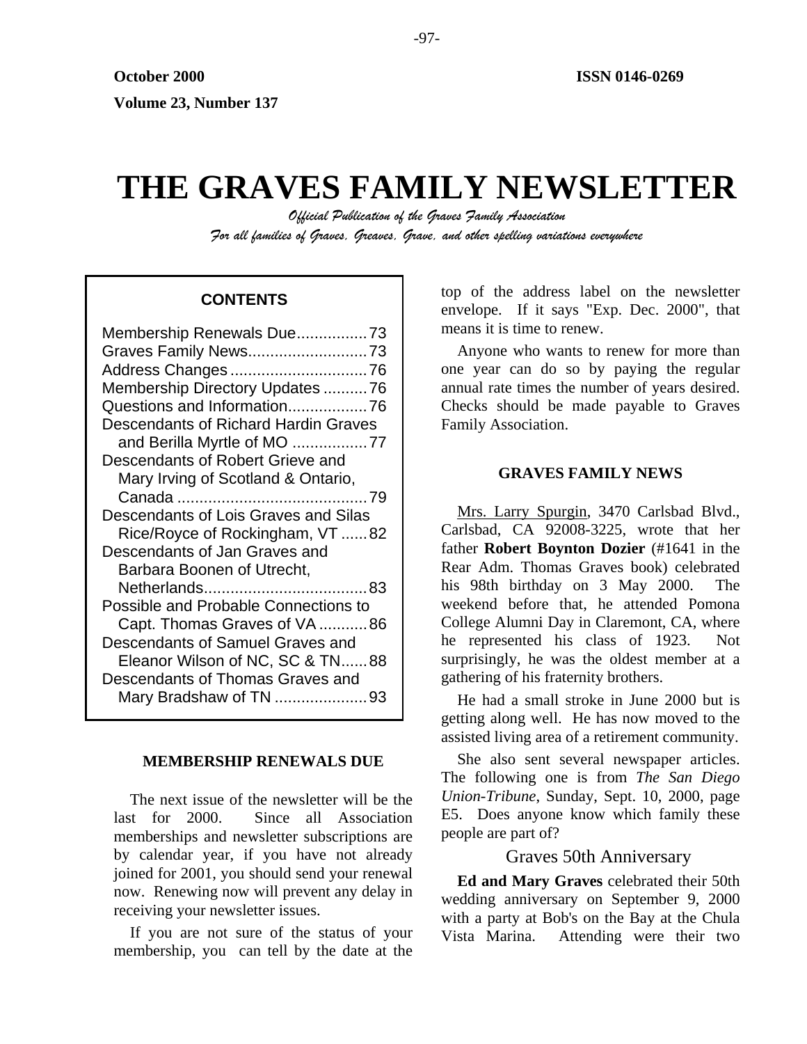**October 2000** **ISSN 0146-0269**

**Volume 23, Number 137**

# THE GRAVES FAMILY NEWSLETTER

*Official Publication of the Graves Family Association*

*For all families of Graves, Greaves, Grave, and other spelling variations everywhere*

**CONTENTS**

Membership Renewals Due................73
Graves Family News...........................73
Address Changes...............................76
Membership Directory Updates ..........76
Questions and Information..................76
Descendants of Richard Hardin Graves and Berilla Myrtle of MO .................77
Descendants of Robert Grieve and Mary Irving of Scotland & Ontario, Canada ...........................................79
Descendants of Lois Graves and Silas Rice/Royce of Rockingham, VT ......82
Descendants of Jan Graves and Barbara Boonen of Utrecht, Netherlands.....................................83
Possible and Probable Connections to Capt. Thomas Graves of VA ...........86
Descendants of Samuel Graves and Eleanor Wilson of NC, SC & TN......88
Descendants of Thomas Graves and Mary Bradshaw of TN .....................93

## MEMBERSHIP RENEWALS DUE

The next issue of the newsletter will be the last for 2000. Since all Association memberships and newsletter subscriptions are by calendar year, if you have not already joined for 2001, you should send your renewal now. Renewing now will prevent any delay in receiving your newsletter issues.

If you are not sure of the status of your membership, you can tell by the date at the top of the address label on the newsletter envelope. If it says "Exp. Dec. 2000", that means it is time to renew.

Anyone who wants to renew for more than one year can do so by paying the regular annual rate times the number of years desired. Checks should be made payable to Graves Family Association.

## GRAVES FAMILY NEWS

Mrs. Larry Spurgin, 3470 Carlsbad Blvd., Carlsbad, CA 92008-3225, wrote that her father **Robert Boynton Dozier** (#1641 in the Rear Adm. Thomas Graves book) celebrated his 98th birthday on 3 May 2000. The weekend before that, he attended Pomona College Alumni Day in Claremont, CA, where he represented his class of 1923. Not surprisingly, he was the oldest member at a gathering of his fraternity brothers.

He had a small stroke in June 2000 but is getting along well. He has now moved to the assisted living area of a retirement community.

She also sent several newspaper articles. The following one is from *The San Diego Union-Tribune*, Sunday, Sept. 10, 2000, page E5. Does anyone know which family these people are part of?

### Graves 50th Anniversary

**Ed and Mary Graves** celebrated their 50th wedding anniversary on September 9, 2000 with a party at Bob's on the Bay at the Chula Vista Marina. Attending were their two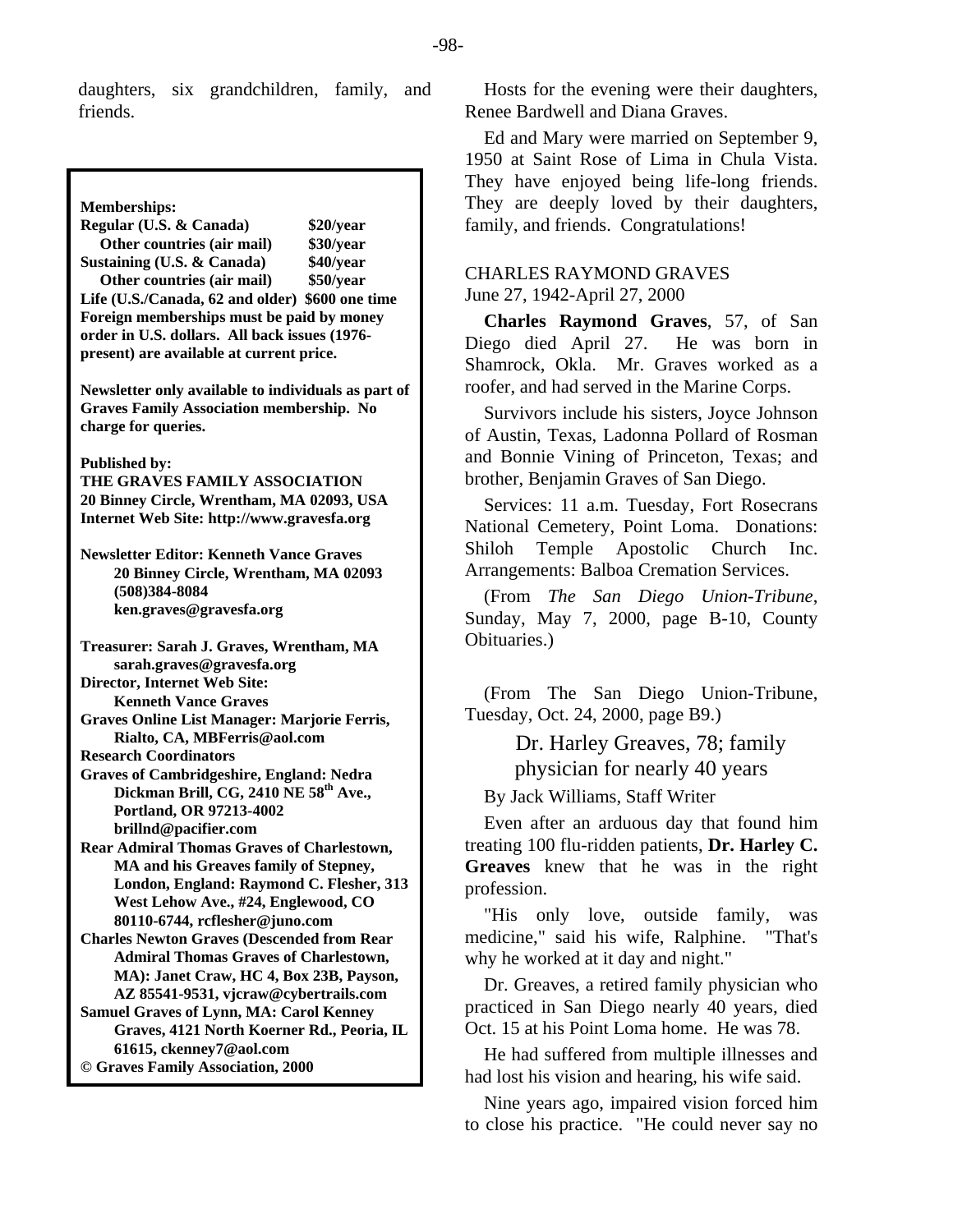daughters, six grandchildren, family, and friends.

**Memberships:**
**Regular (U.S. & Canada) $20/year**
**Other countries (air mail) $30/year**
**Sustaining (U.S. & Canada) $40/year**
**Other countries (air mail) $50/year**
**Life (U.S./Canada, 62 and older) $600 one time**
**Foreign memberships must be paid by money order in U.S. dollars. All back issues (1976-present) are available at current price.**

**Newsletter only available to individuals as part of Graves Family Association membership. No charge for queries.**

**Published by:**
**THE GRAVES FAMILY ASSOCIATION**
**20 Binney Circle, Wrentham, MA 02093, USA**
**Internet Web Site: http://www.gravesfa.org**

**Newsletter Editor: Kenneth Vance Graves**
**20 Binney Circle, Wrentham, MA 02093**
**(508)384-8084**
**ken.graves@gravesfa.org**

**Treasurer: Sarah J. Graves, Wrentham, MA**
**sarah.graves@gravesfa.org**
**Director, Internet Web Site:**
**Kenneth Vance Graves**
**Graves Online List Manager: Marjorie Ferris, Rialto, CA, MBFerris@aol.com**
**Research Coordinators**
**Graves of Cambridgeshire, England: Nedra Dickman Brill, CG, 2410 NE 58th Ave., Portland, OR 97213-4002**
**brillnd@pacifier.com**
**Rear Admiral Thomas Graves of Charlestown, MA and his Greaves family of Stepney, London, England: Raymond C. Flesher, 313 West Lehow Ave., #24, Englewood, CO 80110-6744, rcflesher@juno.com**
**Charles Newton Graves (Descended from Rear Admiral Thomas Graves of Charlestown, MA): Janet Craw, HC 4, Box 23B, Payson, AZ 85541-9531, vjcraw@cybertrails.com**
**Samuel Graves of Lynn, MA: Carol Kenney Graves, 4121 North Koerner Rd., Peoria, IL 61615, ckenney7@aol.com**
**© Graves Family Association, 2000**

Hosts for the evening were their daughters, Renee Bardwell and Diana Graves.

Ed and Mary were married on September 9, 1950 at Saint Rose of Lima in Chula Vista. They have enjoyed being life-long friends. They are deeply loved by their daughters, family, and friends. Congratulations!

CHARLES RAYMOND GRAVES
June 27, 1942-April 27, 2000

**Charles Raymond Graves**, 57, of San Diego died April 27. He was born in Shamrock, Okla. Mr. Graves worked as a roofer, and had served in the Marine Corps.

Survivors include his sisters, Joyce Johnson of Austin, Texas, Ladonna Pollard of Rosman and Bonnie Vining of Princeton, Texas; and brother, Benjamin Graves of San Diego.

Services: 11 a.m. Tuesday, Fort Rosecrans National Cemetery, Point Loma. Donations: Shiloh Temple Apostolic Church Inc. Arrangements: Balboa Cremation Services.

(From *The San Diego Union-Tribune*, Sunday, May 7, 2000, page B-10, County Obituaries.)

(From The San Diego Union-Tribune, Tuesday, Oct. 24, 2000, page B9.)

## Dr. Harley Greaves, 78; family physician for nearly 40 years

By Jack Williams, Staff Writer

Even after an arduous day that found him treating 100 flu-ridden patients, **Dr. Harley C. Greaves** knew that he was in the right profession.

"His only love, outside family, was medicine," said his wife, Ralphine. "That's why he worked at it day and night."

Dr. Greaves, a retired family physician who practiced in San Diego nearly 40 years, died Oct. 15 at his Point Loma home. He was 78.

He had suffered from multiple illnesses and had lost his vision and hearing, his wife said.

Nine years ago, impaired vision forced him to close his practice. "He could never say no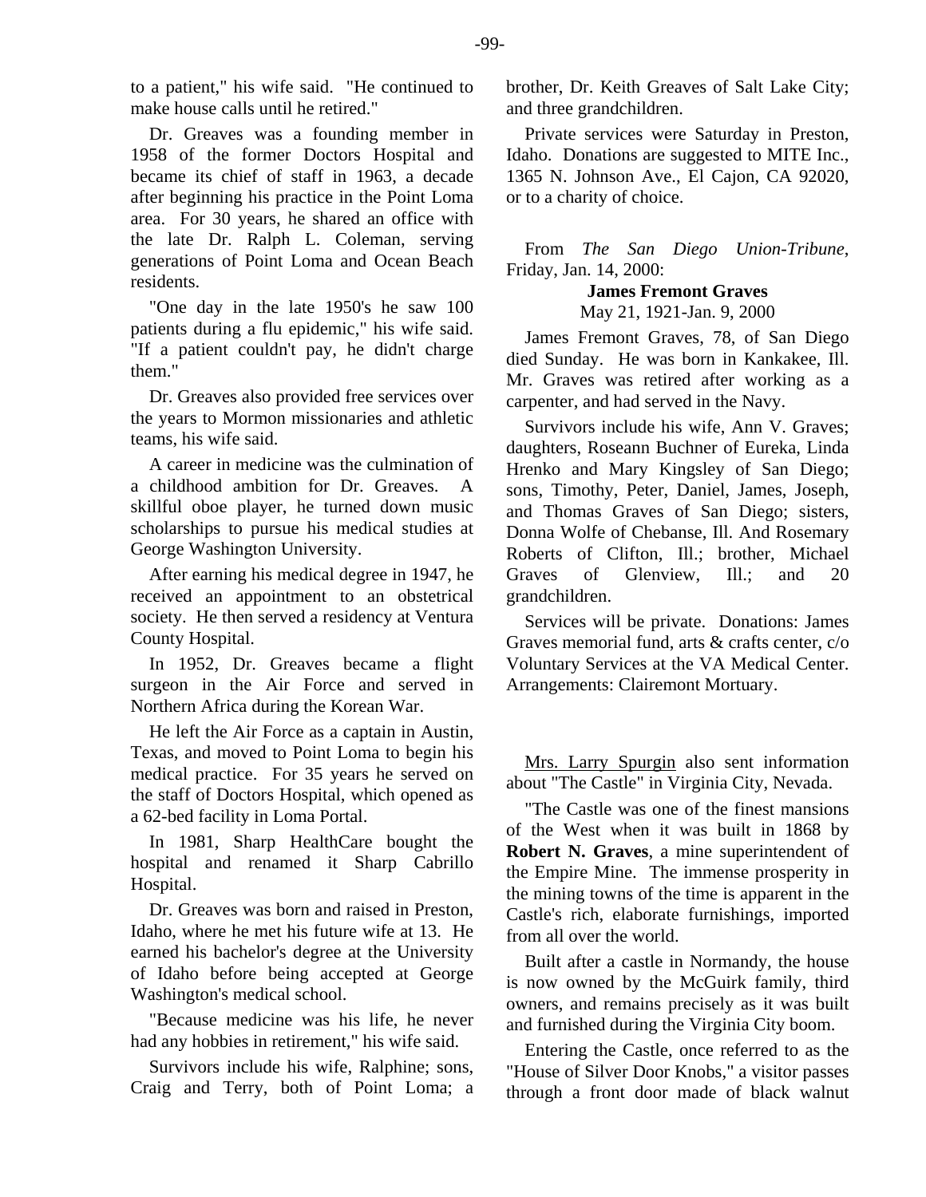to a patient," his wife said. "He continued to make house calls until he retired."

Dr. Greaves was a founding member in 1958 of the former Doctors Hospital and became its chief of staff in 1963, a decade after beginning his practice in the Point Loma area. For 30 years, he shared an office with the late Dr. Ralph L. Coleman, serving generations of Point Loma and Ocean Beach residents.

"One day in the late 1950's he saw 100 patients during a flu epidemic," his wife said. "If a patient couldn't pay, he didn't charge them."

Dr. Greaves also provided free services over the years to Mormon missionaries and athletic teams, his wife said.

A career in medicine was the culmination of a childhood ambition for Dr. Greaves. A skillful oboe player, he turned down music scholarships to pursue his medical studies at George Washington University.

After earning his medical degree in 1947, he received an appointment to an obstetrical society. He then served a residency at Ventura County Hospital.

In 1952, Dr. Greaves became a flight surgeon in the Air Force and served in Northern Africa during the Korean War.

He left the Air Force as a captain in Austin, Texas, and moved to Point Loma to begin his medical practice. For 35 years he served on the staff of Doctors Hospital, which opened as a 62-bed facility in Loma Portal.

In 1981, Sharp HealthCare bought the hospital and renamed it Sharp Cabrillo Hospital.

Dr. Greaves was born and raised in Preston, Idaho, where he met his future wife at 13. He earned his bachelor's degree at the University of Idaho before being accepted at George Washington's medical school.

"Because medicine was his life, he never had any hobbies in retirement," his wife said.

Survivors include his wife, Ralphine; sons, Craig and Terry, both of Point Loma; a brother, Dr. Keith Greaves of Salt Lake City; and three grandchildren.

Private services were Saturday in Preston, Idaho. Donations are suggested to MITE Inc., 1365 N. Johnson Ave., El Cajon, CA 92020, or to a charity of choice.

From *The San Diego Union-Tribune*, Friday, Jan. 14, 2000:

**James Fremont Graves**
May 21, 1921-Jan. 9, 2000

James Fremont Graves, 78, of San Diego died Sunday. He was born in Kankakee, Ill. Mr. Graves was retired after working as a carpenter, and had served in the Navy.

Survivors include his wife, Ann V. Graves; daughters, Roseann Buchner of Eureka, Linda Hrenko and Mary Kingsley of San Diego; sons, Timothy, Peter, Daniel, James, Joseph, and Thomas Graves of San Diego; sisters, Donna Wolfe of Chebanse, Ill. And Rosemary Roberts of Clifton, Ill.; brother, Michael Graves of Glenview, Ill.; and 20 grandchildren.

Services will be private. Donations: James Graves memorial fund, arts & crafts center, c/o Voluntary Services at the VA Medical Center. Arrangements: Clairemont Mortuary.

<u>Mrs. Larry Spurgin</u> also sent information about "The Castle" in Virginia City, Nevada.

"The Castle was one of the finest mansions of the West when it was built in 1868 by **Robert N. Graves**, a mine superintendent of the Empire Mine. The immense prosperity in the mining towns of the time is apparent in the Castle's rich, elaborate furnishings, imported from all over the world.

Built after a castle in Normandy, the house is now owned by the McGuirk family, third owners, and remains precisely as it was built and furnished during the Virginia City boom.

Entering the Castle, once referred to as the "House of Silver Door Knobs," a visitor passes through a front door made of black walnut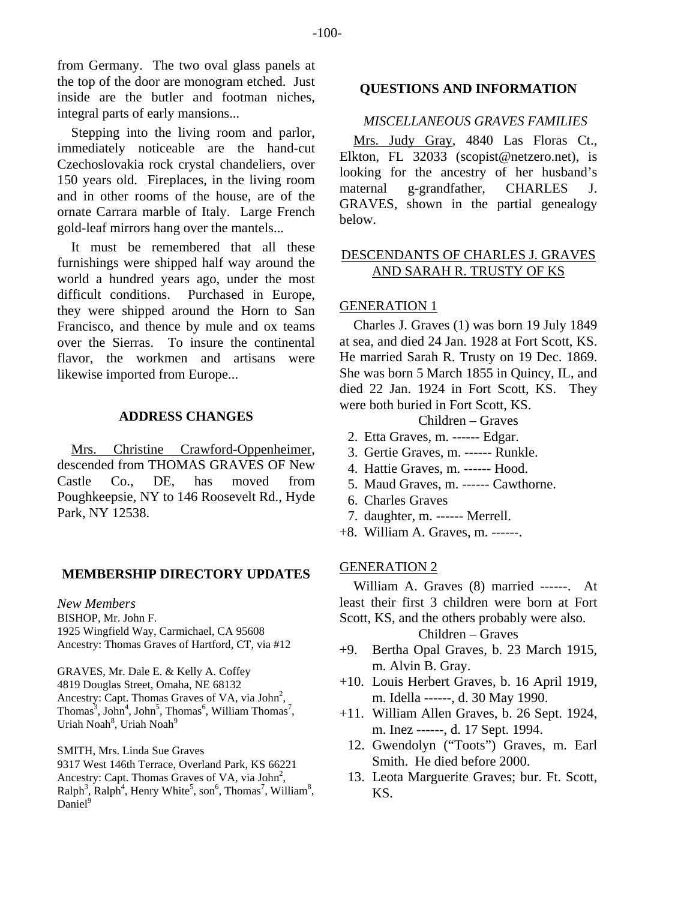from Germany. The two oval glass panels at the top of the door are monogram etched. Just inside are the butler and footman niches, integral parts of early mansions...

Stepping into the living room and parlor, immediately noticeable are the hand-cut Czechoslovakia rock crystal chandeliers, over 150 years old. Fireplaces, in the living room and in other rooms of the house, are of the ornate Carrara marble of Italy. Large French gold-leaf mirrors hang over the mantels...

It must be remembered that all these furnishings were shipped half way around the world a hundred years ago, under the most difficult conditions. Purchased in Europe, they were shipped around the Horn to San Francisco, and thence by mule and ox teams over the Sierras. To insure the continental flavor, the workmen and artisans were likewise imported from Europe...

## ADDRESS CHANGES

Mrs. Christine Crawford-Oppenheimer, descended from THOMAS GRAVES OF New Castle Co., DE, has moved from Poughkeepsie, NY to 146 Roosevelt Rd., Hyde Park, NY 12538.

## MEMBERSHIP DIRECTORY UPDATES

*New Members*

BISHOP, Mr. John F.
1925 Wingfield Way, Carmichael, CA 95608
Ancestry: Thomas Graves of Hartford, CT, via #12

GRAVES, Mr. Dale E. & Kelly A. Coffey
4819 Douglas Street, Omaha, NE 68132
Ancestry: Capt. Thomas Graves of VA, via John[2], Thomas[3], John[4], John[5], Thomas[6], William Thomas[7], Uriah Noah[8], Uriah Noah[9]

SMITH, Mrs. Linda Sue Graves
9317 West 146th Terrace, Overland Park, KS 66221
Ancestry: Capt. Thomas Graves of VA, via John[2], Ralph[3], Ralph[4], Henry White[5], son[6], Thomas[7], William[8], Daniel[9]

## QUESTIONS AND INFORMATION

### *MISCELLANEOUS GRAVES FAMILIES*

Mrs. Judy Gray, 4840 Las Floras Ct., Elkton, FL 32033 (scopist@netzero.net), is looking for the ancestry of her husband's maternal g-grandfather, CHARLES J. GRAVES, shown in the partial genealogy below.

### DESCENDANTS OF CHARLES J. GRAVES AND SARAH R. TRUSTY OF KS

GENERATION 1

Charles J. Graves (1) was born 19 July 1849 at sea, and died 24 Jan. 1928 at Fort Scott, KS. He married Sarah R. Trusty on 19 Dec. 1869. She was born 5 March 1855 in Quincy, IL, and died 22 Jan. 1924 in Fort Scott, KS. They were both buried in Fort Scott, KS.

Children – Graves

2. Etta Graves, m. ------ Edgar.
3. Gertie Graves, m. ------ Runkle.
4. Hattie Graves, m. ------ Hood.
5. Maud Graves, m. ------ Cawthorne.
6. Charles Graves
7. daughter, m. ------ Merrell.

+8. William A. Graves, m. ------.

GENERATION 2

William A. Graves (8) married ------. At least their first 3 children were born at Fort Scott, KS, and the others probably were also.

Children – Graves

+9. Bertha Opal Graves, b. 23 March 1915, m. Alvin B. Gray.

+10. Louis Herbert Graves, b. 16 April 1919, m. Idella ------, d. 30 May 1990.

+11. William Allen Graves, b. 26 Sept. 1924, m. Inez ------, d. 17 Sept. 1994.

12. Gwendolyn ("Toots") Graves, m. Earl Smith. He died before 2000.
13. Leota Marguerite Graves; bur. Ft. Scott, KS.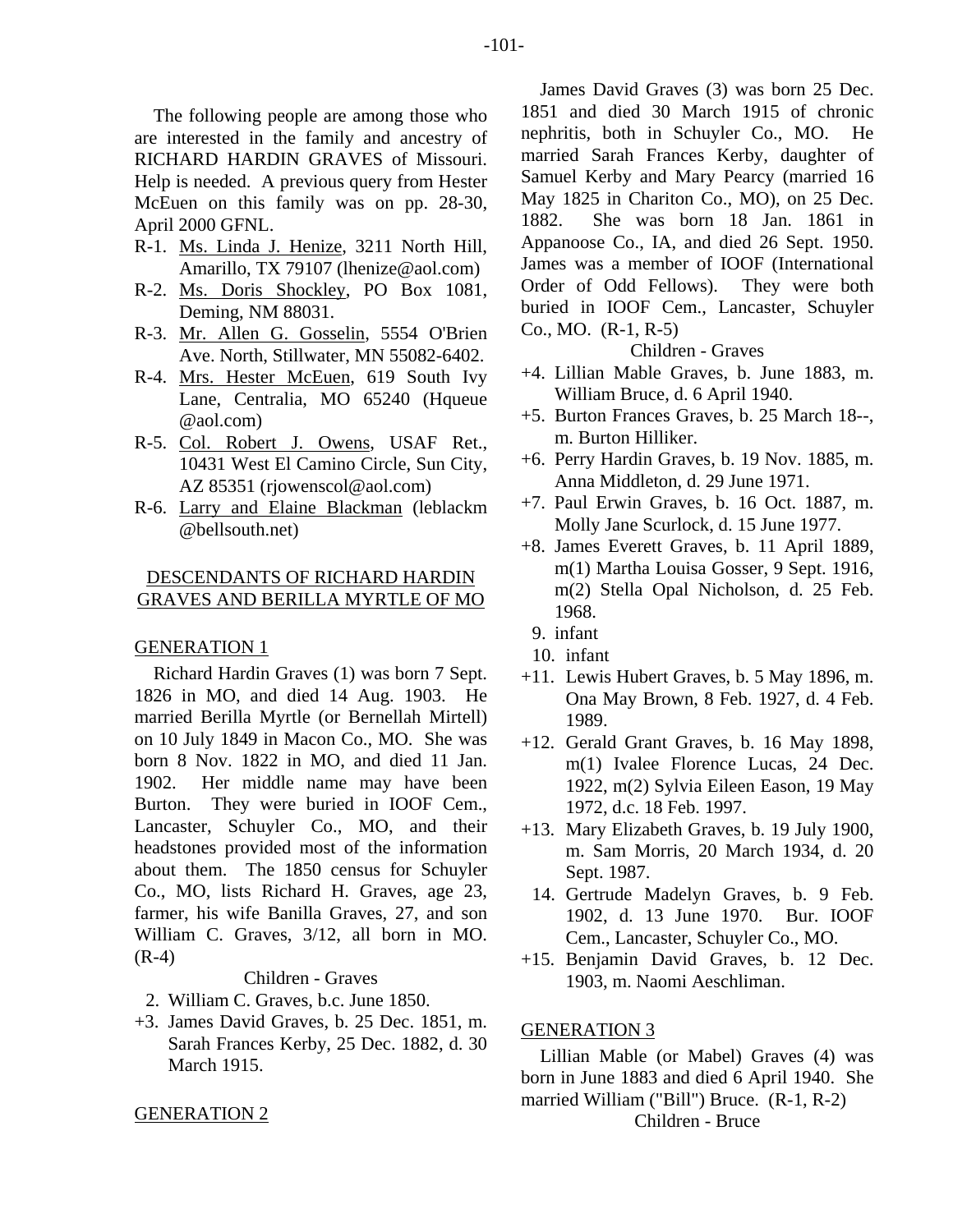The following people are among those who are interested in the family and ancestry of RICHARD HARDIN GRAVES of Missouri. Help is needed. A previous query from Hester McEuen on this family was on pp. 28-30, April 2000 GFNL.

- R-1. Ms. Linda J. Henize, 3211 North Hill, Amarillo, TX 79107 (lhenize@aol.com)
- R-2. Ms. Doris Shockley, PO Box 1081, Deming, NM 88031.
- R-3. Mr. Allen G. Gosselin, 5554 O'Brien Ave. North, Stillwater, MN 55082-6402.
- R-4. Mrs. Hester McEuen, 619 South Ivy Lane, Centralia, MO 65240 (Hqueue @aol.com)
- R-5. Col. Robert J. Owens, USAF Ret., 10431 West El Camino Circle, Sun City, AZ 85351 (rjowenscol@aol.com)
- R-6. Larry and Elaine Blackman (leblackm @bellsouth.net)

## DESCENDANTS OF RICHARD HARDIN GRAVES AND BERILLA MYRTLE OF MO

### GENERATION 1

Richard Hardin Graves (1) was born 7 Sept. 1826 in MO, and died 14 Aug. 1903. He married Berilla Myrtle (or Bernellah Mirtell) on 10 July 1849 in Macon Co., MO. She was born 8 Nov. 1822 in MO, and died 11 Jan. 1902. Her middle name may have been Burton. They were buried in IOOF Cem., Lancaster, Schuyler Co., MO, and their headstones provided most of the information about them. The 1850 census for Schuyler Co., MO, lists Richard H. Graves, age 23, farmer, his wife Banilla Graves, 27, and son William C. Graves, 3/12, all born in MO. (R-4)

Children - Graves

- 2. William C. Graves, b.c. June 1850.
- +3. James David Graves, b. 25 Dec. 1851, m. Sarah Frances Kerby, 25 Dec. 1882, d. 30 March 1915.

### GENERATION 2

James David Graves (3) was born 25 Dec. 1851 and died 30 March 1915 of chronic nephritis, both in Schuyler Co., MO. He married Sarah Frances Kerby, daughter of Samuel Kerby and Mary Pearcy (married 16 May 1825 in Chariton Co., MO), on 25 Dec. 1882. She was born 18 Jan. 1861 in Appanoose Co., IA, and died 26 Sept. 1950. James was a member of IOOF (International Order of Odd Fellows). They were both buried in IOOF Cem., Lancaster, Schuyler Co., MO. (R-1, R-5)

Children - Graves

- +4. Lillian Mable Graves, b. June 1883, m. William Bruce, d. 6 April 1940.
- +5. Burton Frances Graves, b. 25 March 18--, m. Burton Hilliker.
- +6. Perry Hardin Graves, b. 19 Nov. 1885, m. Anna Middleton, d. 29 June 1971.
- +7. Paul Erwin Graves, b. 16 Oct. 1887, m. Molly Jane Scurlock, d. 15 June 1977.
- +8. James Everett Graves, b. 11 April 1889, m(1) Martha Louisa Gosser, 9 Sept. 1916, m(2) Stella Opal Nicholson, d. 25 Feb. 1968.
- 9. infant
- 10. infant
- +11. Lewis Hubert Graves, b. 5 May 1896, m. Ona May Brown, 8 Feb. 1927, d. 4 Feb. 1989.
- +12. Gerald Grant Graves, b. 16 May 1898, m(1) Ivalee Florence Lucas, 24 Dec. 1922, m(2) Sylvia Eileen Eason, 19 May 1972, d.c. 18 Feb. 1997.
- +13. Mary Elizabeth Graves, b. 19 July 1900, m. Sam Morris, 20 March 1934, d. 20 Sept. 1987.
- 14. Gertrude Madelyn Graves, b. 9 Feb. 1902, d. 13 June 1970. Bur. IOOF Cem., Lancaster, Schuyler Co., MO.
- +15. Benjamin David Graves, b. 12 Dec. 1903, m. Naomi Aeschliman.

### GENERATION 3

Lillian Mable (or Mabel) Graves (4) was born in June 1883 and died 6 April 1940. She married William ("Bill") Bruce. (R-1, R-2)

Children - Bruce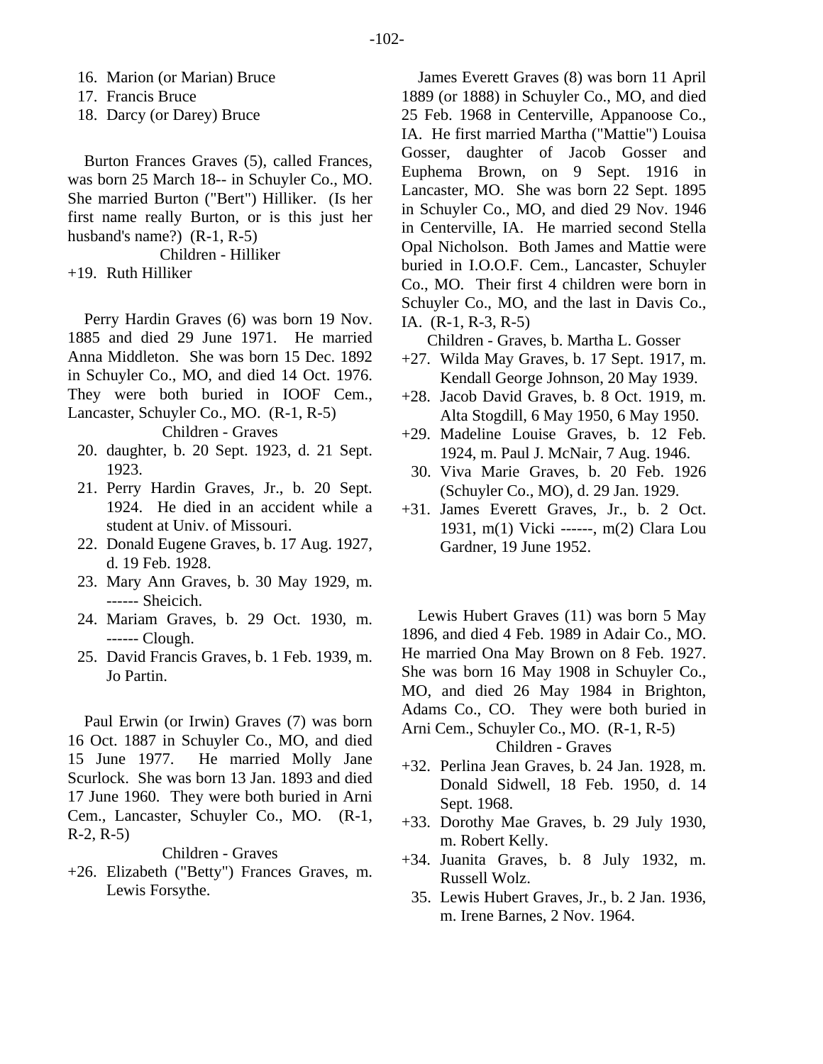16. Marion (or Marian) Bruce
17. Francis Bruce
18. Darcy (or Darey) Bruce

Burton Frances Graves (5), called Frances, was born 25 March 18-- in Schuyler Co., MO. She married Burton ("Bert") Hilliker. (Is her first name really Burton, or is this just her husband's name?) (R-1, R-5)

Children - Hilliker

+19. Ruth Hilliker

Perry Hardin Graves (6) was born 19 Nov. 1885 and died 29 June 1971. He married Anna Middleton. She was born 15 Dec. 1892 in Schuyler Co., MO, and died 14 Oct. 1976. They were both buried in IOOF Cem., Lancaster, Schuyler Co., MO. (R-1, R-5)

Children - Graves

20. daughter, b. 20 Sept. 1923, d. 21 Sept. 1923.
21. Perry Hardin Graves, Jr., b. 20 Sept. 1924. He died in an accident while a student at Univ. of Missouri.
22. Donald Eugene Graves, b. 17 Aug. 1927, d. 19 Feb. 1928.
23. Mary Ann Graves, b. 30 May 1929, m. ------ Sheicich.
24. Mariam Graves, b. 29 Oct. 1930, m. ------ Clough.
25. David Francis Graves, b. 1 Feb. 1939, m. Jo Partin.

Paul Erwin (or Irwin) Graves (7) was born 16 Oct. 1887 in Schuyler Co., MO, and died 15 June 1977. He married Molly Jane Scurlock. She was born 13 Jan. 1893 and died 17 June 1960. They were both buried in Arni Cem., Lancaster, Schuyler Co., MO. (R-1, R-2, R-5)

Children - Graves

+26. Elizabeth ("Betty") Frances Graves, m. Lewis Forsythe.

James Everett Graves (8) was born 11 April 1889 (or 1888) in Schuyler Co., MO, and died 25 Feb. 1968 in Centerville, Appanoose Co., IA. He first married Martha ("Mattie") Louisa Gosser, daughter of Jacob Gosser and Euphema Brown, on 9 Sept. 1916 in Lancaster, MO. She was born 22 Sept. 1895 in Schuyler Co., MO, and died 29 Nov. 1946 in Centerville, IA. He married second Stella Opal Nicholson. Both James and Mattie were buried in I.O.O.F. Cem., Lancaster, Schuyler Co., MO. Their first 4 children were born in Schuyler Co., MO, and the last in Davis Co., IA. (R-1, R-3, R-5)

Children - Graves, b. Martha L. Gosser

+27. Wilda May Graves, b. 17 Sept. 1917, m. Kendall George Johnson, 20 May 1939.
+28. Jacob David Graves, b. 8 Oct. 1919, m. Alta Stogdill, 6 May 1950, 6 May 1950.
+29. Madeline Louise Graves, b. 12 Feb. 1924, m. Paul J. McNair, 7 Aug. 1946.
30. Viva Marie Graves, b. 20 Feb. 1926 (Schuyler Co., MO), d. 29 Jan. 1929.
+31. James Everett Graves, Jr., b. 2 Oct. 1931, m(1) Vicki ------, m(2) Clara Lou Gardner, 19 June 1952.

Lewis Hubert Graves (11) was born 5 May 1896, and died 4 Feb. 1989 in Adair Co., MO. He married Ona May Brown on 8 Feb. 1927. She was born 16 May 1908 in Schuyler Co., MO, and died 26 May 1984 in Brighton, Adams Co., CO. They were both buried in Arni Cem., Schuyler Co., MO. (R-1, R-5)

Children - Graves

+32. Perlina Jean Graves, b. 24 Jan. 1928, m. Donald Sidwell, 18 Feb. 1950, d. 14 Sept. 1968.
+33. Dorothy Mae Graves, b. 29 July 1930, m. Robert Kelly.
+34. Juanita Graves, b. 8 July 1932, m. Russell Wolz.
35. Lewis Hubert Graves, Jr., b. 2 Jan. 1936, m. Irene Barnes, 2 Nov. 1964.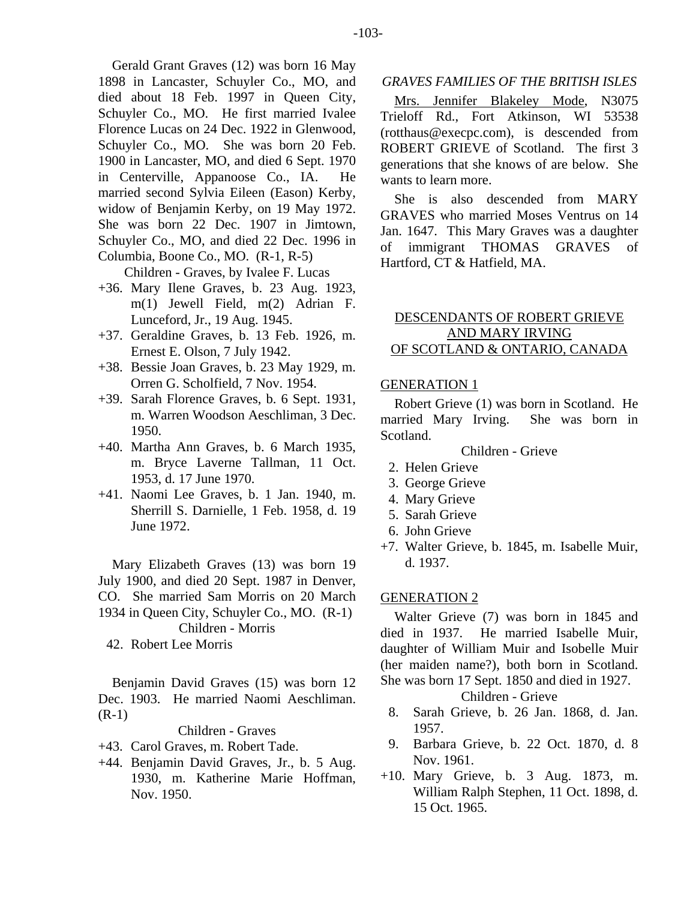Gerald Grant Graves (12) was born 16 May 1898 in Lancaster, Schuyler Co., MO, and died about 18 Feb. 1997 in Queen City, Schuyler Co., MO. He first married Ivalee Florence Lucas on 24 Dec. 1922 in Glenwood, Schuyler Co., MO. She was born 20 Feb. 1900 in Lancaster, MO, and died 6 Sept. 1970 in Centerville, Appanoose Co., IA. He married second Sylvia Eileen (Eason) Kerby, widow of Benjamin Kerby, on 19 May 1972. She was born 22 Dec. 1907 in Jimtown, Schuyler Co., MO, and died 22 Dec. 1996 in Columbia, Boone Co., MO. (R-1, R-5)

Children - Graves, by Ivalee F. Lucas

+36. Mary Ilene Graves, b. 23 Aug. 1923, m(1) Jewell Field, m(2) Adrian F. Lunceford, Jr., 19 Aug. 1945.
+37. Geraldine Graves, b. 13 Feb. 1926, m. Ernest E. Olson, 7 July 1942.
+38. Bessie Joan Graves, b. 23 May 1929, m. Orren G. Scholfield, 7 Nov. 1954.
+39. Sarah Florence Graves, b. 6 Sept. 1931, m. Warren Woodson Aeschliman, 3 Dec. 1950.
+40. Martha Ann Graves, b. 6 March 1935, m. Bryce Laverne Tallman, 11 Oct. 1953, d. 17 June 1970.
+41. Naomi Lee Graves, b. 1 Jan. 1940, m. Sherrill S. Darnielle, 1 Feb. 1958, d. 19 June 1972.

Mary Elizabeth Graves (13) was born 19 July 1900, and died 20 Sept. 1987 in Denver, CO. She married Sam Morris on 20 March 1934 in Queen City, Schuyler Co., MO. (R-1)

Children - Morris

42. Robert Lee Morris

Benjamin David Graves (15) was born 12 Dec. 1903. He married Naomi Aeschliman. (R-1)

Children - Graves

+43. Carol Graves, m. Robert Tade.
+44. Benjamin David Graves, Jr., b. 5 Aug. 1930, m. Katherine Marie Hoffman, Nov. 1950.

## *GRAVES FAMILIES OF THE BRITISH ISLES*

Mrs. Jennifer Blakeley Mode, N3075 Trieloff Rd., Fort Atkinson, WI 53538 (rotthaus@execpc.com), is descended from ROBERT GRIEVE of Scotland. The first 3 generations that she knows of are below. She wants to learn more.

She is also descended from MARY GRAVES who married Moses Ventrus on 14 Jan. 1647. This Mary Graves was a daughter of immigrant THOMAS GRAVES of Hartford, CT & Hatfield, MA.

## DESCENDANTS OF ROBERT GRIEVE AND MARY IRVING OF SCOTLAND & ONTARIO, CANADA

### GENERATION 1

Robert Grieve (1) was born in Scotland. He married Mary Irving. She was born in Scotland.

Children - Grieve

2. Helen Grieve
3. George Grieve
4. Mary Grieve
5. Sarah Grieve
6. John Grieve
+7. Walter Grieve, b. 1845, m. Isabelle Muir, d. 1937.

### GENERATION 2

Walter Grieve (7) was born in 1845 and died in 1937. He married Isabelle Muir, daughter of William Muir and Isobelle Muir (her maiden name?), both born in Scotland. She was born 17 Sept. 1850 and died in 1927.

Children - Grieve

8. Sarah Grieve, b. 26 Jan. 1868, d. Jan. 1957.
9. Barbara Grieve, b. 22 Oct. 1870, d. 8 Nov. 1961.
+10. Mary Grieve, b. 3 Aug. 1873, m. William Ralph Stephen, 11 Oct. 1898, d. 15 Oct. 1965.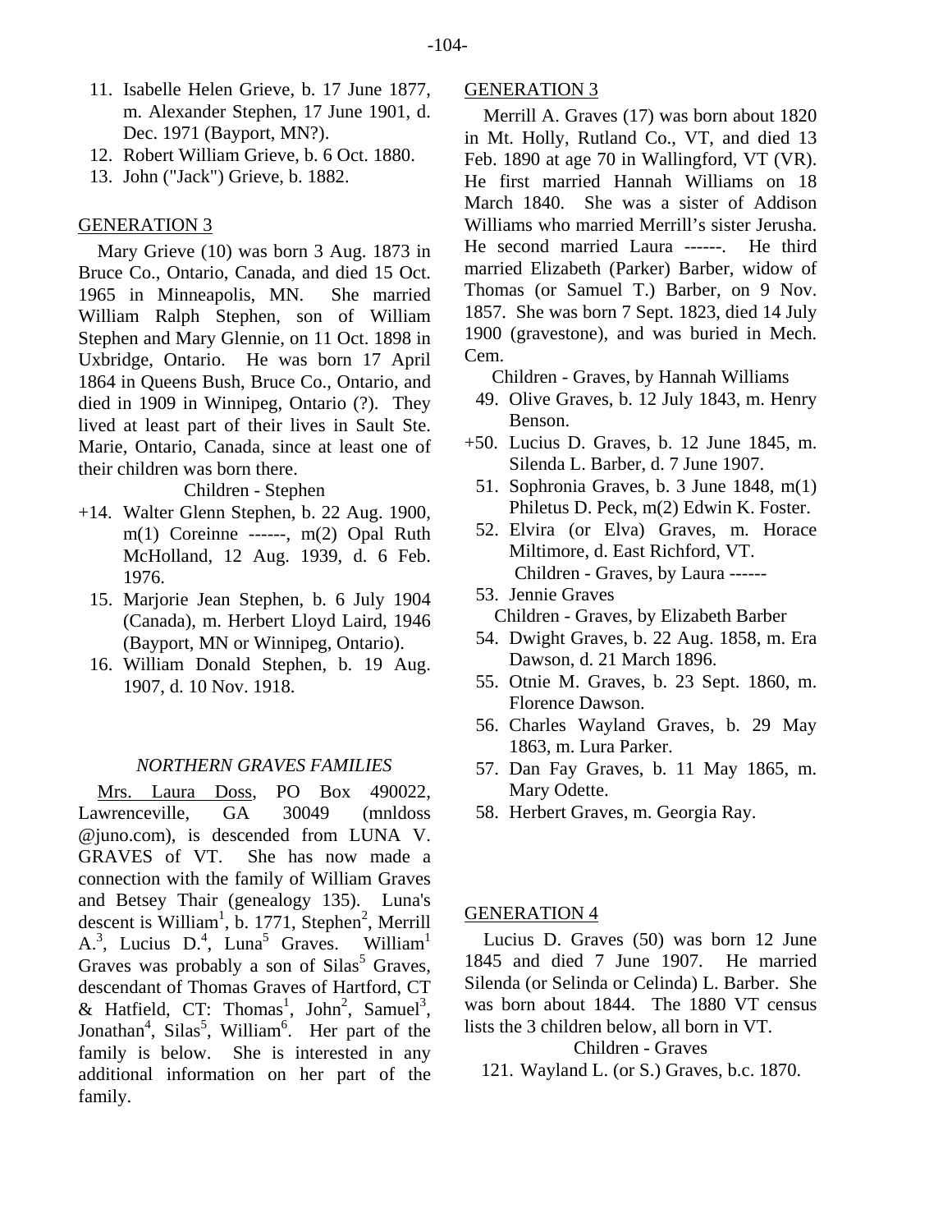11. Isabelle Helen Grieve, b. 17 June 1877, m. Alexander Stephen, 17 June 1901, d. Dec. 1971 (Bayport, MN?).
12. Robert William Grieve, b. 6 Oct. 1880.
13. John ("Jack") Grieve, b. 1882.

GENERATION 3

Mary Grieve (10) was born 3 Aug. 1873 in Bruce Co., Ontario, Canada, and died 15 Oct. 1965 in Minneapolis, MN. She married William Ralph Stephen, son of William Stephen and Mary Glennie, on 11 Oct. 1898 in Uxbridge, Ontario. He was born 17 April 1864 in Queens Bush, Bruce Co., Ontario, and died in 1909 in Winnipeg, Ontario (?). They lived at least part of their lives in Sault Ste. Marie, Ontario, Canada, since at least one of their children was born there.

Children - Stephen

+14. Walter Glenn Stephen, b. 22 Aug. 1900, m(1) Coreinne ------, m(2) Opal Ruth McHolland, 12 Aug. 1939, d. 6 Feb. 1976.
15. Marjorie Jean Stephen, b. 6 July 1904 (Canada), m. Herbert Lloyd Laird, 1946 (Bayport, MN or Winnipeg, Ontario).
16. William Donald Stephen, b. 19 Aug. 1907, d. 10 Nov. 1918.

*NORTHERN GRAVES FAMILIES*

Mrs. Laura Doss, PO Box 490022, Lawrenceville, GA 30049 (mnldoss @juno.com), is descended from LUNA V. GRAVES of VT. She has now made a connection with the family of William Graves and Betsey Thair (genealogy 135). Luna's descent is William[1], b. 1771, Stephen[2], Merrill A.[3], Lucius D.[4], Luna[5] Graves. William[1] Graves was probably a son of Silas[5] Graves, descendant of Thomas Graves of Hartford, CT & Hatfield, CT: Thomas[1], John[2], Samuel[3], Jonathan[4], Silas[5], William[6]. Her part of the family is below. She is interested in any additional information on her part of the family.

GENERATION 3

Merrill A. Graves (17) was born about 1820 in Mt. Holly, Rutland Co., VT, and died 13 Feb. 1890 at age 70 in Wallingford, VT (VR). He first married Hannah Williams on 18 March 1840. She was a sister of Addison Williams who married Merrill's sister Jerusha. He second married Laura ------. He third married Elizabeth (Parker) Barber, widow of Thomas (or Samuel T.) Barber, on 9 Nov. 1857. She was born 7 Sept. 1823, died 14 July 1900 (gravestone), and was buried in Mech. Cem.

Children - Graves, by Hannah Williams

49. Olive Graves, b. 12 July 1843, m. Henry Benson.
+50. Lucius D. Graves, b. 12 June 1845, m. Silenda L. Barber, d. 7 June 1907.
51. Sophronia Graves, b. 3 June 1848, m(1) Philetus D. Peck, m(2) Edwin K. Foster.
52. Elvira (or Elva) Graves, m. Horace Miltimore, d. East Richford, VT.

Children - Graves, by Laura ------

53. Jennie Graves

Children - Graves, by Elizabeth Barber

54. Dwight Graves, b. 22 Aug. 1858, m. Era Dawson, d. 21 March 1896.
55. Otnie M. Graves, b. 23 Sept. 1860, m. Florence Dawson.
56. Charles Wayland Graves, b. 29 May 1863, m. Lura Parker.
57. Dan Fay Graves, b. 11 May 1865, m. Mary Odette.
58. Herbert Graves, m. Georgia Ray.

GENERATION 4

Lucius D. Graves (50) was born 12 June 1845 and died 7 June 1907. He married Silenda (or Selinda or Celinda) L. Barber. She was born about 1844. The 1880 VT census lists the 3 children below, all born in VT.

Children - Graves

121. Wayland L. (or S.) Graves, b.c. 1870.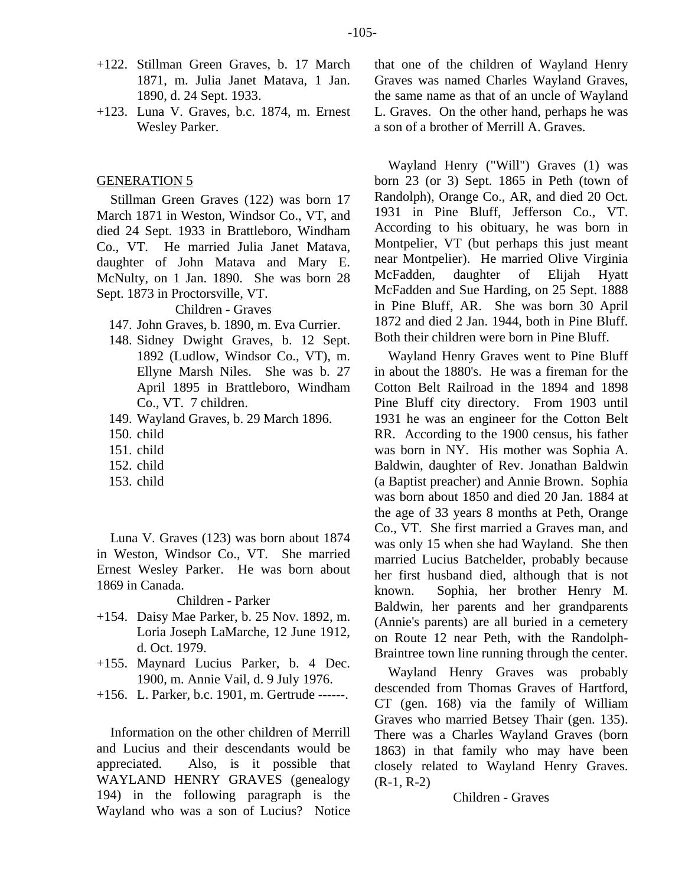+122. Stillman Green Graves, b. 17 March 1871, m. Julia Janet Matava, 1 Jan. 1890, d. 24 Sept. 1933.

+123. Luna V. Graves, b.c. 1874, m. Ernest Wesley Parker.

## GENERATION 5

Stillman Green Graves (122) was born 17 March 1871 in Weston, Windsor Co., VT, and died 24 Sept. 1933 in Brattleboro, Windham Co., VT. He married Julia Janet Matava, daughter of John Matava and Mary E. McNulty, on 1 Jan. 1890. She was born 28 Sept. 1873 in Proctorsville, VT.

Children - Graves

147. John Graves, b. 1890, m. Eva Currier.
148. Sidney Dwight Graves, b. 12 Sept. 1892 (Ludlow, Windsor Co., VT), m. Ellyne Marsh Niles. She was b. 27 April 1895 in Brattleboro, Windham Co., VT. 7 children.
149. Wayland Graves, b. 29 March 1896.
150. child
151. child
152. child
153. child

Luna V. Graves (123) was born about 1874 in Weston, Windsor Co., VT. She married Ernest Wesley Parker. He was born about 1869 in Canada.

Children - Parker

+154. Daisy Mae Parker, b. 25 Nov. 1892, m. Loria Joseph LaMarche, 12 June 1912, d. Oct. 1979.

+155. Maynard Lucius Parker, b. 4 Dec. 1900, m. Annie Vail, d. 9 July 1976.

+156. L. Parker, b.c. 1901, m. Gertrude ------.

Information on the other children of Merrill and Lucius and their descendants would be appreciated. Also, is it possible that WAYLAND HENRY GRAVES (genealogy 194) in the following paragraph is the Wayland who was a son of Lucius? Notice that one of the children of Wayland Henry Graves was named Charles Wayland Graves, the same name as that of an uncle of Wayland L. Graves. On the other hand, perhaps he was a son of a brother of Merrill A. Graves.

Wayland Henry ("Will") Graves (1) was born 23 (or 3) Sept. 1865 in Peth (town of Randolph), Orange Co., AR, and died 20 Oct. 1931 in Pine Bluff, Jefferson Co., VT. According to his obituary, he was born in Montpelier, VT (but perhaps this just meant near Montpelier). He married Olive Virginia McFadden, daughter of Elijah Hyatt McFadden and Sue Harding, on 25 Sept. 1888 in Pine Bluff, AR. She was born 30 April 1872 and died 2 Jan. 1944, both in Pine Bluff. Both their children were born in Pine Bluff.

Wayland Henry Graves went to Pine Bluff in about the 1880's. He was a fireman for the Cotton Belt Railroad in the 1894 and 1898 Pine Bluff city directory. From 1903 until 1931 he was an engineer for the Cotton Belt RR. According to the 1900 census, his father was born in NY. His mother was Sophia A. Baldwin, daughter of Rev. Jonathan Baldwin (a Baptist preacher) and Annie Brown. Sophia was born about 1850 and died 20 Jan. 1884 at the age of 33 years 8 months at Peth, Orange Co., VT. She first married a Graves man, and was only 15 when she had Wayland. She then married Lucius Batchelder, probably because her first husband died, although that is not known. Sophia, her brother Henry M. Baldwin, her parents and her grandparents (Annie's parents) are all buried in a cemetery on Route 12 near Peth, with the Randolph-Braintree town line running through the center.

Wayland Henry Graves was probably descended from Thomas Graves of Hartford, CT (gen. 168) via the family of William Graves who married Betsey Thair (gen. 135). There was a Charles Wayland Graves (born 1863) in that family who may have been closely related to Wayland Henry Graves. (R-1, R-2)

Children - Graves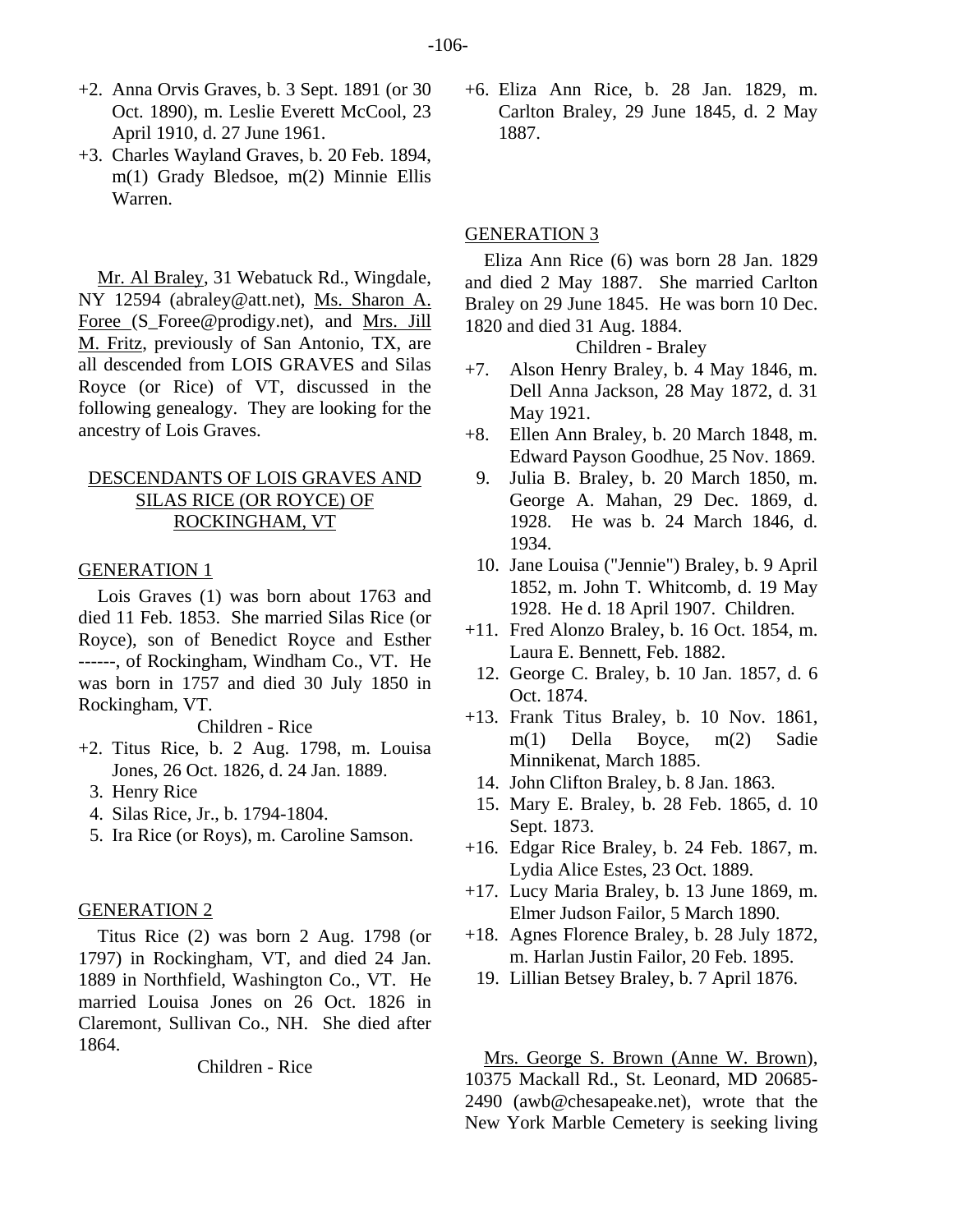+2. Anna Orvis Graves, b. 3 Sept. 1891 (or 30 Oct. 1890), m. Leslie Everett McCool, 23 April 1910, d. 27 June 1961.

+3. Charles Wayland Graves, b. 20 Feb. 1894, m(1) Grady Bledsoe, m(2) Minnie Ellis Warren.

Mr. Al Braley, 31 Webatuck Rd., Wingdale, NY 12594 (abraley@att.net), Ms. Sharon A. Foree (S_Foree@prodigy.net), and Mrs. Jill M. Fritz, previously of San Antonio, TX, are all descended from LOIS GRAVES and Silas Royce (or Rice) of VT, discussed in the following genealogy. They are looking for the ancestry of Lois Graves.

## DESCENDANTS OF LOIS GRAVES AND SILAS RICE (OR ROYCE) OF ROCKINGHAM, VT

### GENERATION 1

Lois Graves (1) was born about 1763 and died 11 Feb. 1853. She married Silas Rice (or Royce), son of Benedict Royce and Esther ------, of Rockingham, Windham Co., VT. He was born in 1757 and died 30 July 1850 in Rockingham, VT.

Children - Rice

+2. Titus Rice, b. 2 Aug. 1798, m. Louisa Jones, 26 Oct. 1826, d. 24 Jan. 1889.
3. Henry Rice
4. Silas Rice, Jr., b. 1794-1804.
5. Ira Rice (or Roys), m. Caroline Samson.

### GENERATION 2

Titus Rice (2) was born 2 Aug. 1798 (or 1797) in Rockingham, VT, and died 24 Jan. 1889 in Northfield, Washington Co., VT. He married Louisa Jones on 26 Oct. 1826 in Claremont, Sullivan Co., NH. She died after 1864.

Children - Rice

+6. Eliza Ann Rice, b. 28 Jan. 1829, m. Carlton Braley, 29 June 1845, d. 2 May 1887.

### GENERATION 3

Eliza Ann Rice (6) was born 28 Jan. 1829 and died 2 May 1887. She married Carlton Braley on 29 June 1845. He was born 10 Dec. 1820 and died 31 Aug. 1884.

Children - Braley

+7. Alson Henry Braley, b. 4 May 1846, m. Dell Anna Jackson, 28 May 1872, d. 31 May 1921.
+8. Ellen Ann Braley, b. 20 March 1848, m. Edward Payson Goodhue, 25 Nov. 1869.
9. Julia B. Braley, b. 20 March 1850, m. George A. Mahan, 29 Dec. 1869, d. 1928. He was b. 24 March 1846, d. 1934.
10. Jane Louisa ("Jennie") Braley, b. 9 April 1852, m. John T. Whitcomb, d. 19 May 1928. He d. 18 April 1907. Children.
+11. Fred Alonzo Braley, b. 16 Oct. 1854, m. Laura E. Bennett, Feb. 1882.
12. George C. Braley, b. 10 Jan. 1857, d. 6 Oct. 1874.
+13. Frank Titus Braley, b. 10 Nov. 1861, m(1) Della Boyce, m(2) Sadie Minnikenat, March 1885.
14. John Clifton Braley, b. 8 Jan. 1863.
15. Mary E. Braley, b. 28 Feb. 1865, d. 10 Sept. 1873.
+16. Edgar Rice Braley, b. 24 Feb. 1867, m. Lydia Alice Estes, 23 Oct. 1889.
+17. Lucy Maria Braley, b. 13 June 1869, m. Elmer Judson Failor, 5 March 1890.
+18. Agnes Florence Braley, b. 28 July 1872, m. Harlan Justin Failor, 20 Feb. 1895.
19. Lillian Betsey Braley, b. 7 April 1876.

Mrs. George S. Brown (Anne W. Brown), 10375 Mackall Rd., St. Leonard, MD 20685-2490 (awb@chesapeake.net), wrote that the New York Marble Cemetery is seeking living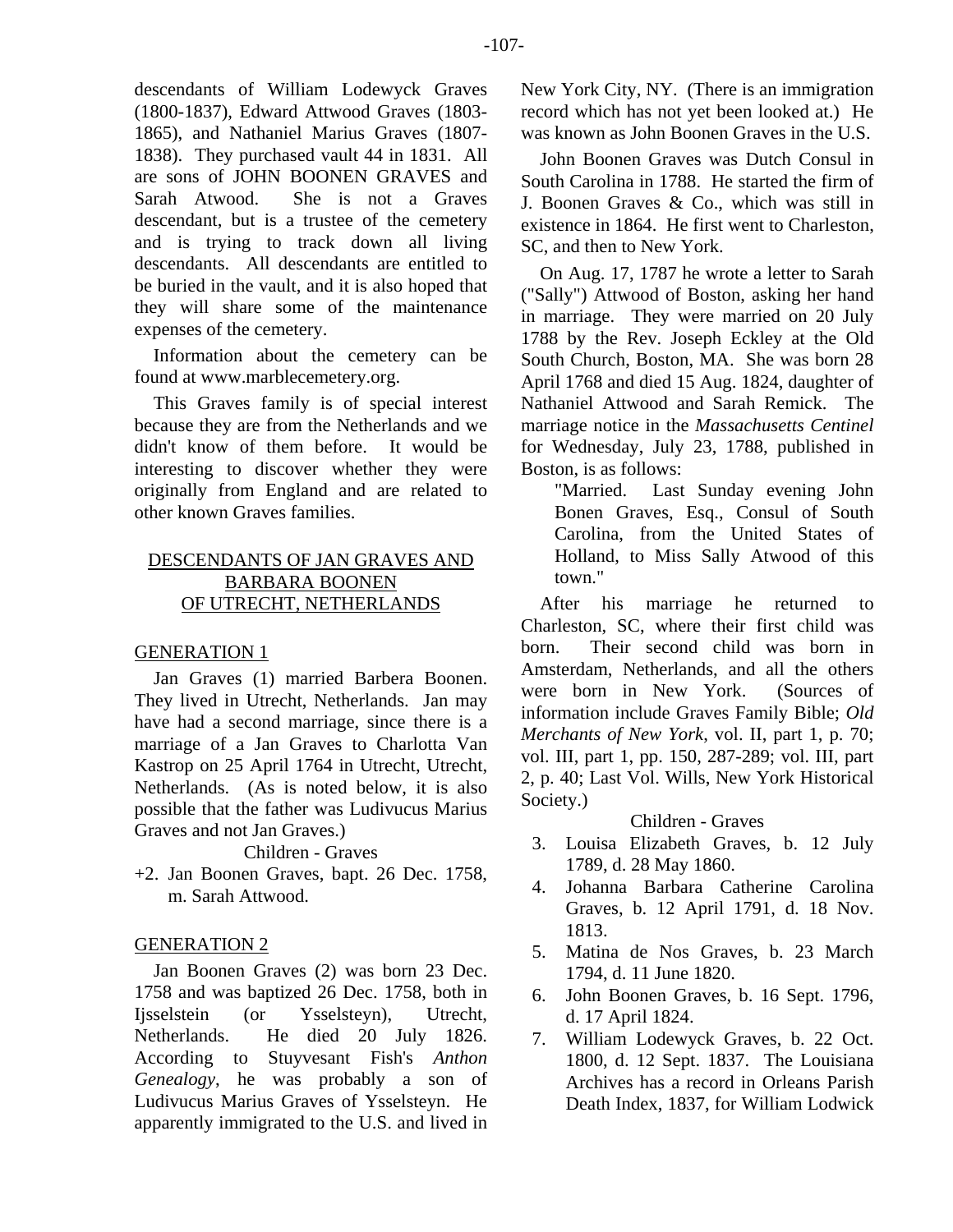descendants of William Lodewyck Graves (1800-1837), Edward Attwood Graves (1803-1865), and Nathaniel Marius Graves (1807-1838). They purchased vault 44 in 1831. All are sons of JOHN BOONEN GRAVES and Sarah Atwood. She is not a Graves descendant, but is a trustee of the cemetery and is trying to track down all living descendants. All descendants are entitled to be buried in the vault, and it is also hoped that they will share some of the maintenance expenses of the cemetery.

Information about the cemetery can be found at www.marblecemetery.org.

This Graves family is of special interest because they are from the Netherlands and we didn't know of them before. It would be interesting to discover whether they were originally from England and are related to other known Graves families.

## DESCENDANTS OF JAN GRAVES AND BARBARA BOONEN OF UTRECHT, NETHERLANDS

### GENERATION 1

Jan Graves (1) married Barbera Boonen. They lived in Utrecht, Netherlands. Jan may have had a second marriage, since there is a marriage of a Jan Graves to Charlotta Van Kastrop on 25 April 1764 in Utrecht, Utrecht, Netherlands. (As is noted below, it is also possible that the father was Ludivucus Marius Graves and not Jan Graves.)

Children - Graves

+2. Jan Boonen Graves, bapt. 26 Dec. 1758, m. Sarah Attwood.

### GENERATION 2

Jan Boonen Graves (2) was born 23 Dec. 1758 and was baptized 26 Dec. 1758, both in Ijsselstein (or Ysselsteyn), Utrecht, Netherlands. He died 20 July 1826. According to Stuyvesant Fish's *Anthon Genealogy*, he was probably a son of Ludivucus Marius Graves of Ysselsteyn. He apparently immigrated to the U.S. and lived in New York City, NY. (There is an immigration record which has not yet been looked at.) He was known as John Boonen Graves in the U.S.

John Boonen Graves was Dutch Consul in South Carolina in 1788. He started the firm of J. Boonen Graves & Co., which was still in existence in 1864. He first went to Charleston, SC, and then to New York.

On Aug. 17, 1787 he wrote a letter to Sarah ("Sally") Attwood of Boston, asking her hand in marriage. They were married on 20 July 1788 by the Rev. Joseph Eckley at the Old South Church, Boston, MA. She was born 28 April 1768 and died 15 Aug. 1824, daughter of Nathaniel Attwood and Sarah Remick. The marriage notice in the *Massachusetts Centinel* for Wednesday, July 23, 1788, published in Boston, is as follows:

> "Married. Last Sunday evening John Bonen Graves, Esq., Consul of South Carolina, from the United States of Holland, to Miss Sally Atwood of this town."

After his marriage he returned to Charleston, SC, where their first child was born. Their second child was born in Amsterdam, Netherlands, and all the others were born in New York. (Sources of information include Graves Family Bible; *Old Merchants of New York*, vol. II, part 1, p. 70; vol. III, part 1, pp. 150, 287-289; vol. III, part 2, p. 40; Last Vol. Wills, New York Historical Society.)

Children - Graves

3. Louisa Elizabeth Graves, b. 12 July 1789, d. 28 May 1860.
4. Johanna Barbara Catherine Carolina Graves, b. 12 April 1791, d. 18 Nov. 1813.
5. Matina de Nos Graves, b. 23 March 1794, d. 11 June 1820.
6. John Boonen Graves, b. 16 Sept. 1796, d. 17 April 1824.
7. William Lodewyck Graves, b. 22 Oct. 1800, d. 12 Sept. 1837. The Louisiana Archives has a record in Orleans Parish Death Index, 1837, for William Lodwick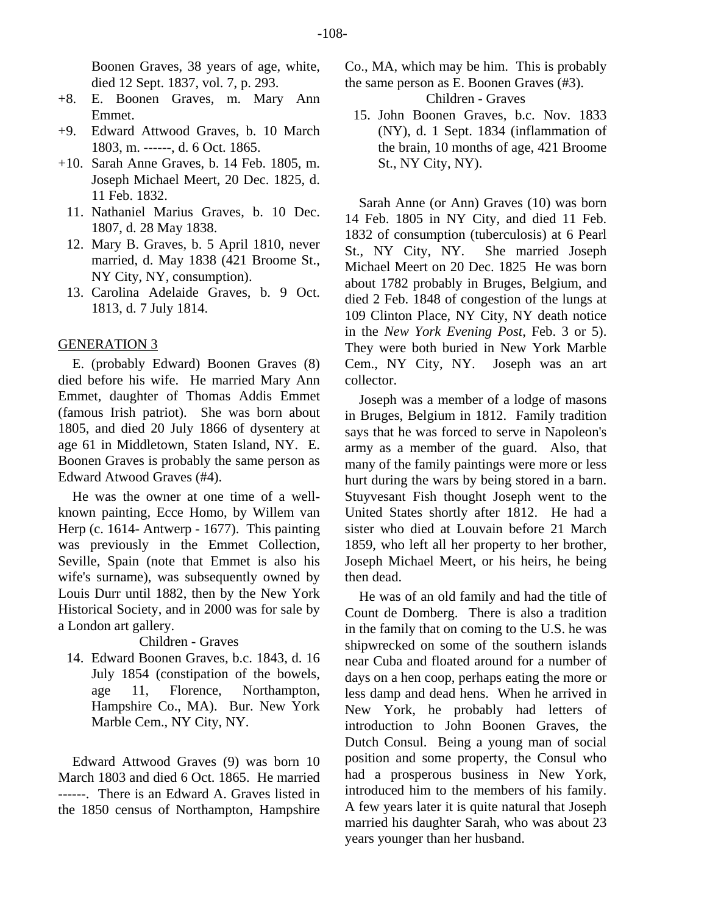Boonen Graves, 38 years of age, white, died 12 Sept. 1837, vol. 7, p. 293.

+8. E. Boonen Graves, m. Mary Ann Emmet.

+9. Edward Attwood Graves, b. 10 March 1803, m. ------, d. 6 Oct. 1865.

+10. Sarah Anne Graves, b. 14 Feb. 1805, m. Joseph Michael Meert, 20 Dec. 1825, d. 11 Feb. 1832.

11. Nathaniel Marius Graves, b. 10 Dec. 1807, d. 28 May 1838.

12. Mary B. Graves, b. 5 April 1810, never married, d. May 1838 (421 Broome St., NY City, NY, consumption).

13. Carolina Adelaide Graves, b. 9 Oct. 1813, d. 7 July 1814.

## GENERATION 3

E. (probably Edward) Boonen Graves (8) died before his wife. He married Mary Ann Emmet, daughter of Thomas Addis Emmet (famous Irish patriot). She was born about 1805, and died 20 July 1866 of dysentery at age 61 in Middletown, Staten Island, NY. E. Boonen Graves is probably the same person as Edward Atwood Graves (#4).

He was the owner at one time of a well-known painting, Ecce Homo, by Willem van Herp (c. 1614- Antwerp - 1677). This painting was previously in the Emmet Collection, Seville, Spain (note that Emmet is also his wife's surname), was subsequently owned by Louis Durr until 1882, then by the New York Historical Society, and in 2000 was for sale by a London art gallery.

Children - Graves

14. Edward Boonen Graves, b.c. 1843, d. 16 July 1854 (constipation of the bowels, age 11, Florence, Northampton, Hampshire Co., MA). Bur. New York Marble Cem., NY City, NY.

Edward Attwood Graves (9) was born 10 March 1803 and died 6 Oct. 1865. He married ------. There is an Edward A. Graves listed in the 1850 census of Northampton, Hampshire Co., MA, which may be him. This is probably the same person as E. Boonen Graves (#3).

Children - Graves

15. John Boonen Graves, b.c. Nov. 1833 (NY), d. 1 Sept. 1834 (inflammation of the brain, 10 months of age, 421 Broome St., NY City, NY).

Sarah Anne (or Ann) Graves (10) was born 14 Feb. 1805 in NY City, and died 11 Feb. 1832 of consumption (tuberculosis) at 6 Pearl St., NY City, NY. She married Joseph Michael Meert on 20 Dec. 1825 He was born about 1782 probably in Bruges, Belgium, and died 2 Feb. 1848 of congestion of the lungs at 109 Clinton Place, NY City, NY death notice in the *New York Evening Post*, Feb. 3 or 5). They were both buried in New York Marble Cem., NY City, NY. Joseph was an art collector.

Joseph was a member of a lodge of masons in Bruges, Belgium in 1812. Family tradition says that he was forced to serve in Napoleon's army as a member of the guard. Also, that many of the family paintings were more or less hurt during the wars by being stored in a barn. Stuyvesant Fish thought Joseph went to the United States shortly after 1812. He had a sister who died at Louvain before 21 March 1859, who left all her property to her brother, Joseph Michael Meert, or his heirs, he being then dead.

He was of an old family and had the title of Count de Domberg. There is also a tradition in the family that on coming to the U.S. he was shipwrecked on some of the southern islands near Cuba and floated around for a number of days on a hen coop, perhaps eating the more or less damp and dead hens. When he arrived in New York, he probably had letters of introduction to John Boonen Graves, the Dutch Consul. Being a young man of social position and some property, the Consul who had a prosperous business in New York, introduced him to the members of his family. A few years later it is quite natural that Joseph married his daughter Sarah, who was about 23 years younger than her husband.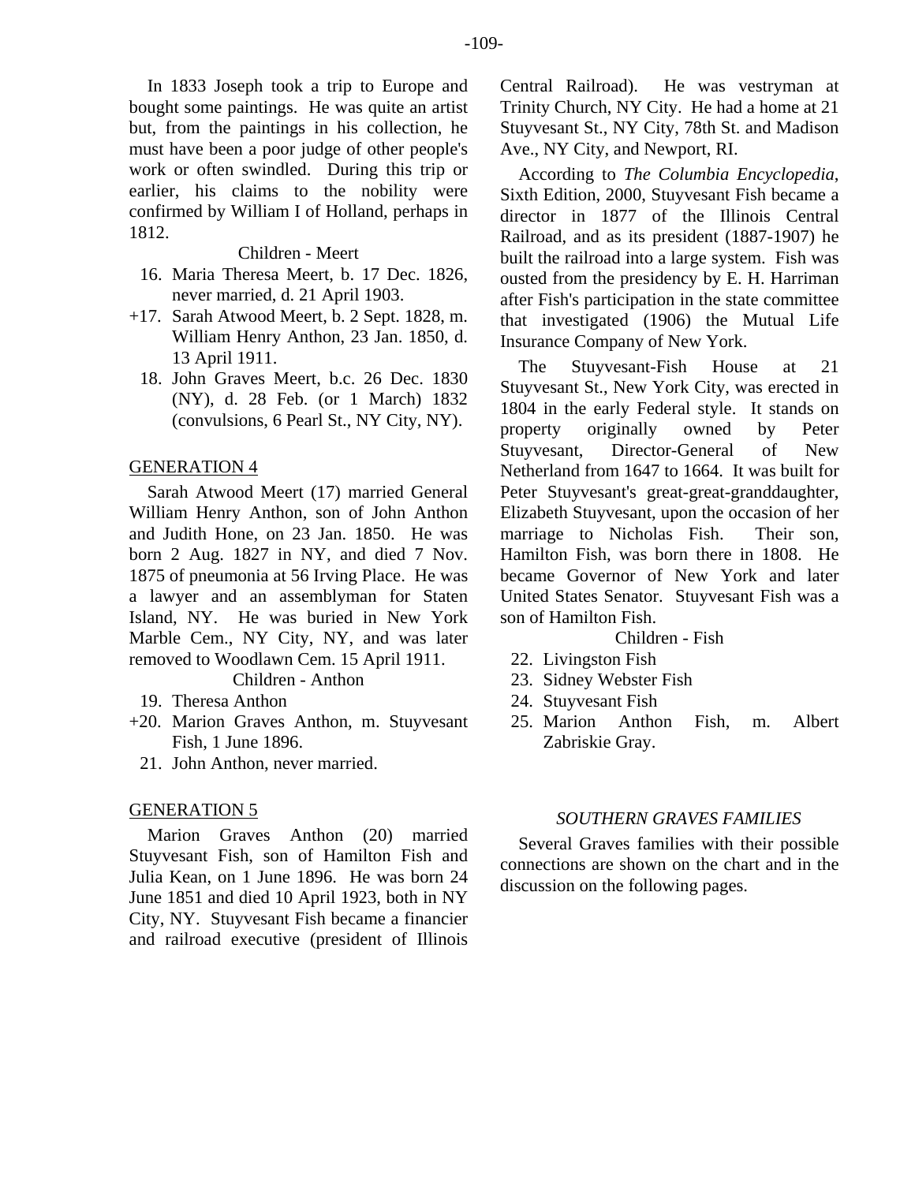In 1833 Joseph took a trip to Europe and bought some paintings. He was quite an artist but, from the paintings in his collection, he must have been a poor judge of other people's work or often swindled. During this trip or earlier, his claims to the nobility were confirmed by William I of Holland, perhaps in 1812.

Children - Meert

16. Maria Theresa Meert, b. 17 Dec. 1826, never married, d. 21 April 1903.
+17. Sarah Atwood Meert, b. 2 Sept. 1828, m. William Henry Anthon, 23 Jan. 1850, d. 13 April 1911.
18. John Graves Meert, b.c. 26 Dec. 1830 (NY), d. 28 Feb. (or 1 March) 1832 (convulsions, 6 Pearl St., NY City, NY).

## GENERATION 4

Sarah Atwood Meert (17) married General William Henry Anthon, son of John Anthon and Judith Hone, on 23 Jan. 1850. He was born 2 Aug. 1827 in NY, and died 7 Nov. 1875 of pneumonia at 56 Irving Place. He was a lawyer and an assemblyman for Staten Island, NY. He was buried in New York Marble Cem., NY City, NY, and was later removed to Woodlawn Cem. 15 April 1911.

Children - Anthon

19. Theresa Anthon
+20. Marion Graves Anthon, m. Stuyvesant Fish, 1 June 1896.
21. John Anthon, never married.

## GENERATION 5

Marion Graves Anthon (20) married Stuyvesant Fish, son of Hamilton Fish and Julia Kean, on 1 June 1896. He was born 24 June 1851 and died 10 April 1923, both in NY City, NY. Stuyvesant Fish became a financier and railroad executive (president of Illinois Central Railroad). He was vestryman at Trinity Church, NY City. He had a home at 21 Stuyvesant St., NY City, 78th St. and Madison Ave., NY City, and Newport, RI.

According to *The Columbia Encyclopedia*, Sixth Edition, 2000, Stuyvesant Fish became a director in 1877 of the Illinois Central Railroad, and as its president (1887-1907) he built the railroad into a large system. Fish was ousted from the presidency by E. H. Harriman after Fish's participation in the state committee that investigated (1906) the Mutual Life Insurance Company of New York.

The Stuyvesant-Fish House at 21 Stuyvesant St., New York City, was erected in 1804 in the early Federal style. It stands on property originally owned by Peter Stuyvesant, Director-General of New Netherland from 1647 to 1664. It was built for Peter Stuyvesant's great-great-granddaughter, Elizabeth Stuyvesant, upon the occasion of her marriage to Nicholas Fish. Their son, Hamilton Fish, was born there in 1808. He became Governor of New York and later United States Senator. Stuyvesant Fish was a son of Hamilton Fish.

Children - Fish

22. Livingston Fish
23. Sidney Webster Fish
24. Stuyvesant Fish
25. Marion Anthon Fish, m. Albert Zabriskie Gray.

## *SOUTHERN GRAVES FAMILIES*

Several Graves families with their possible connections are shown on the chart and in the discussion on the following pages.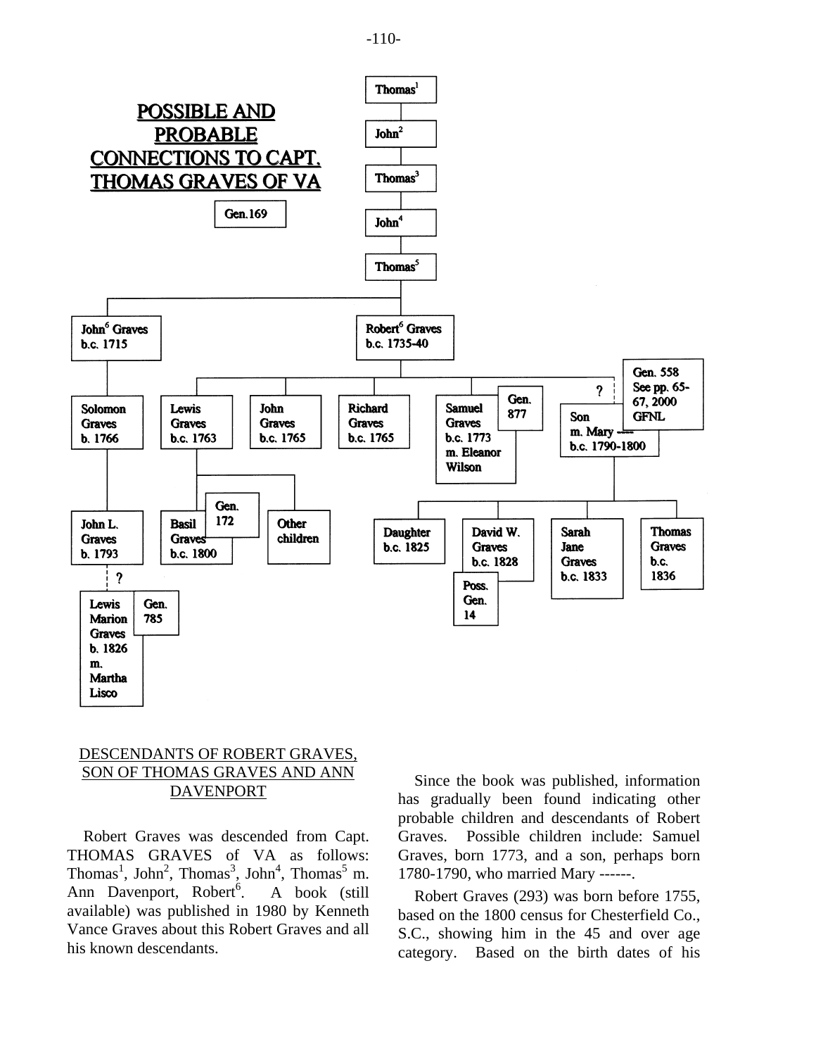## POSSIBLE AND PROBABLE CONNECTIONS TO CAPT. THOMAS GRAVES OF VA

Gen.169

Thomas[1]

John[2]

Thomas[3]

John[4]

Thomas[5]

John[6] Graves b.c. 1715

Robert[6] Graves b.c. 1735-40

Solomon Graves b. 1766

Lewis Graves b.c. 1763

John Graves b.c. 1765

Richard Graves b.c. 1765

Samuel Graves b.c. 1773 m. Eleanor Wilson — Gen. 877

? Son m. Mary ---- b.c. 1790-1800 — Gen. 558 See pp. 65-67, 2000 GFNL

John L. Graves b. 1793

Basil Graves b.c. 1800 — Gen. 172

Other children

Daughter b.c. 1825

David W. Graves b.c. 1828 — Poss. Gen. 14

Sarah Jane Graves b.c. 1833

Thomas Graves b.c. 1836

? Lewis Marion Graves b. 1826 m. Martha Lisco — Gen. 785

## DESCENDANTS OF ROBERT GRAVES, SON OF THOMAS GRAVES AND ANN DAVENPORT

Robert Graves was descended from Capt. THOMAS GRAVES of VA as follows: Thomas[1], John[2], Thomas[3], John[4], Thomas[5] m. Ann Davenport, Robert[6]. A book (still available) was published in 1980 by Kenneth Vance Graves about this Robert Graves and all his known descendants.

Since the book was published, information has gradually been found indicating other probable children and descendants of Robert Graves. Possible children include: Samuel Graves, born 1773, and a son, perhaps born 1780-1790, who married Mary ------.

Robert Graves (293) was born before 1755, based on the 1800 census for Chesterfield Co., S.C., showing him in the 45 and over age category. Based on the birth dates of his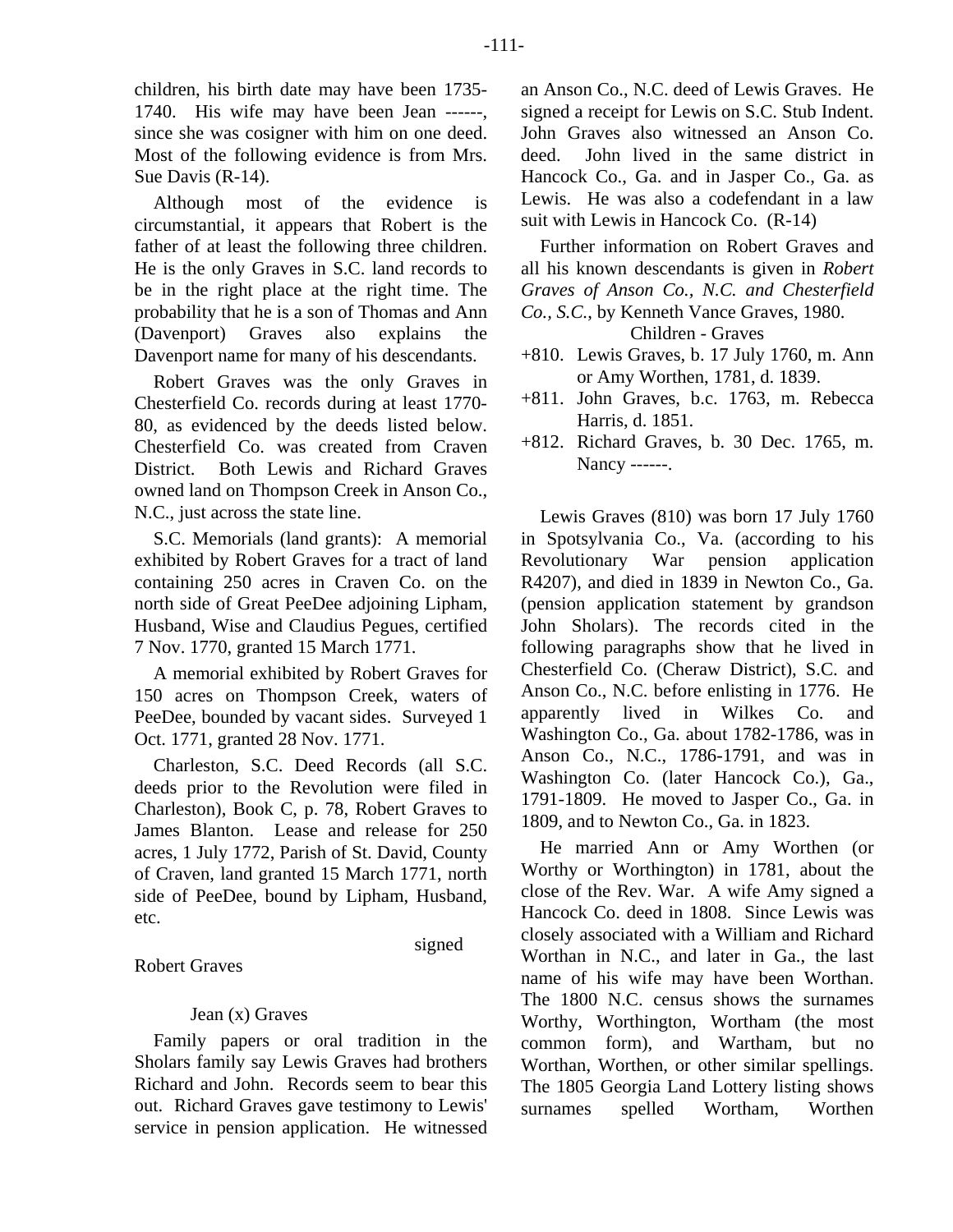children, his birth date may have been 1735-1740. His wife may have been Jean ------, since she was cosigner with him on one deed. Most of the following evidence is from Mrs. Sue Davis (R-14).

Although most of the evidence is circumstantial, it appears that Robert is the father of at least the following three children. He is the only Graves in S.C. land records to be in the right place at the right time. The probability that he is a son of Thomas and Ann (Davenport) Graves also explains the Davenport name for many of his descendants.

Robert Graves was the only Graves in Chesterfield Co. records during at least 1770-80, as evidenced by the deeds listed below. Chesterfield Co. was created from Craven District. Both Lewis and Richard Graves owned land on Thompson Creek in Anson Co., N.C., just across the state line.

S.C. Memorials (land grants): A memorial exhibited by Robert Graves for a tract of land containing 250 acres in Craven Co. on the north side of Great PeeDee adjoining Lipham, Husband, Wise and Claudius Pegues, certified 7 Nov. 1770, granted 15 March 1771.

A memorial exhibited by Robert Graves for 150 acres on Thompson Creek, waters of PeeDee, bounded by vacant sides. Surveyed 1 Oct. 1771, granted 28 Nov. 1771.

Charleston, S.C. Deed Records (all S.C. deeds prior to the Revolution were filed in Charleston), Book C, p. 78, Robert Graves to James Blanton. Lease and release for 250 acres, 1 July 1772, Parish of St. David, County of Craven, land granted 15 March 1771, north side of PeeDee, bound by Lipham, Husband, etc.

signed

Robert Graves

Jean (x) Graves

Family papers or oral tradition in the Sholars family say Lewis Graves had brothers Richard and John. Records seem to bear this out. Richard Graves gave testimony to Lewis' service in pension application. He witnessed an Anson Co., N.C. deed of Lewis Graves. He signed a receipt for Lewis on S.C. Stub Indent. John Graves also witnessed an Anson Co. deed. John lived in the same district in Hancock Co., Ga. and in Jasper Co., Ga. as Lewis. He was also a codefendant in a law suit with Lewis in Hancock Co. (R-14)

Further information on Robert Graves and all his known descendants is given in *Robert Graves of Anson Co., N.C. and Chesterfield Co., S.C.*, by Kenneth Vance Graves, 1980.

Children - Graves

+810. Lewis Graves, b. 17 July 1760, m. Ann or Amy Worthen, 1781, d. 1839.
+811. John Graves, b.c. 1763, m. Rebecca Harris, d. 1851.
+812. Richard Graves, b. 30 Dec. 1765, m. Nancy ------.

Lewis Graves (810) was born 17 July 1760 in Spotsylvania Co., Va. (according to his Revolutionary War pension application R4207), and died in 1839 in Newton Co., Ga. (pension application statement by grandson John Sholars). The records cited in the following paragraphs show that he lived in Chesterfield Co. (Cheraw District), S.C. and Anson Co., N.C. before enlisting in 1776. He apparently lived in Wilkes Co. and Washington Co., Ga. about 1782-1786, was in Anson Co., N.C., 1786-1791, and was in Washington Co. (later Hancock Co.), Ga., 1791-1809. He moved to Jasper Co., Ga. in 1809, and to Newton Co., Ga. in 1823.

He married Ann or Amy Worthen (or Worthy or Worthington) in 1781, about the close of the Rev. War. A wife Amy signed a Hancock Co. deed in 1808. Since Lewis was closely associated with a William and Richard Worthan in N.C., and later in Ga., the last name of his wife may have been Worthan. The 1800 N.C. census shows the surnames Worthy, Worthington, Wortham (the most common form), and Wartham, but no Worthan, Worthen, or other similar spellings. The 1805 Georgia Land Lottery listing shows surnames spelled Wortham, Worthen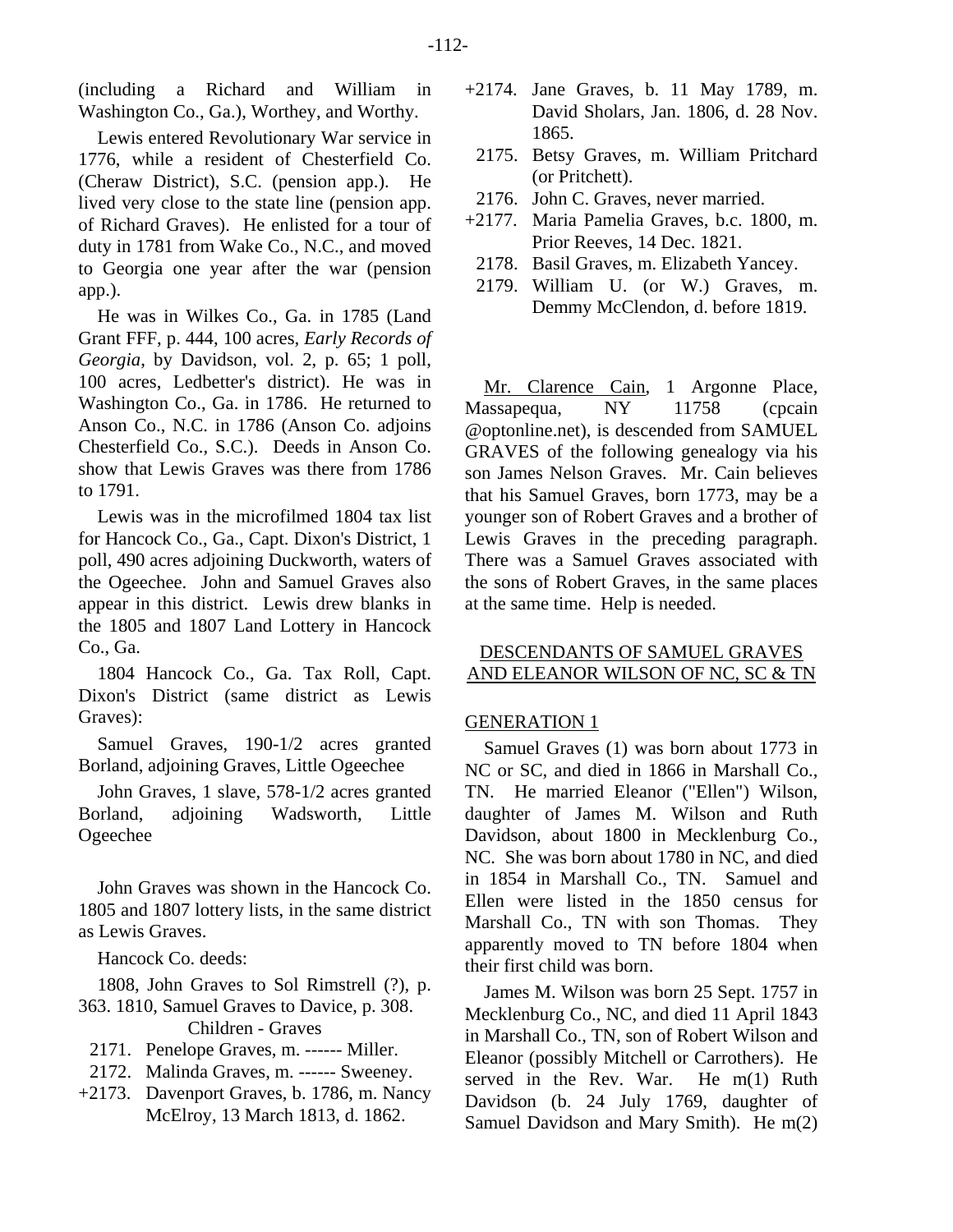(including a Richard and William in Washington Co., Ga.), Worthey, and Worthy.

Lewis entered Revolutionary War service in 1776, while a resident of Chesterfield Co. (Cheraw District), S.C. (pension app.). He lived very close to the state line (pension app. of Richard Graves). He enlisted for a tour of duty in 1781 from Wake Co., N.C., and moved to Georgia one year after the war (pension app.).

He was in Wilkes Co., Ga. in 1785 (Land Grant FFF, p. 444, 100 acres, *Early Records of Georgia*, by Davidson, vol. 2, p. 65; 1 poll, 100 acres, Ledbetter's district). He was in Washington Co., Ga. in 1786. He returned to Anson Co., N.C. in 1786 (Anson Co. adjoins Chesterfield Co., S.C.). Deeds in Anson Co. show that Lewis Graves was there from 1786 to 1791.

Lewis was in the microfilmed 1804 tax list for Hancock Co., Ga., Capt. Dixon's District, 1 poll, 490 acres adjoining Duckworth, waters of the Ogeechee. John and Samuel Graves also appear in this district. Lewis drew blanks in the 1805 and 1807 Land Lottery in Hancock Co., Ga.

1804 Hancock Co., Ga. Tax Roll, Capt. Dixon's District (same district as Lewis Graves):

Samuel Graves, 190-1/2 acres granted Borland, adjoining Graves, Little Ogeechee

John Graves, 1 slave, 578-1/2 acres granted Borland, adjoining Wadsworth, Little Ogeechee

John Graves was shown in the Hancock Co. 1805 and 1807 lottery lists, in the same district as Lewis Graves.

Hancock Co. deeds:

1808, John Graves to Sol Rimstrell (?), p. 363. 1810, Samuel Graves to Davice, p. 308.

Children - Graves

- 2171. Penelope Graves, m. ------ Miller.
- 2172. Malinda Graves, m. ------ Sweeney.
- +2173. Davenport Graves, b. 1786, m. Nancy McElroy, 13 March 1813, d. 1862.
- +2174. Jane Graves, b. 11 May 1789, m. David Sholars, Jan. 1806, d. 28 Nov. 1865.
- 2175. Betsy Graves, m. William Pritchard (or Pritchett).
- 2176. John C. Graves, never married.
- +2177. Maria Pamelia Graves, b.c. 1800, m. Prior Reeves, 14 Dec. 1821.
- 2178. Basil Graves, m. Elizabeth Yancey.
- 2179. William U. (or W.) Graves, m. Demmy McClendon, d. before 1819.

Mr. Clarence Cain, 1 Argonne Place, Massapequa, NY 11758 (cpcain @optonline.net), is descended from SAMUEL GRAVES of the following genealogy via his son James Nelson Graves. Mr. Cain believes that his Samuel Graves, born 1773, may be a younger son of Robert Graves and a brother of Lewis Graves in the preceding paragraph. There was a Samuel Graves associated with the sons of Robert Graves, in the same places at the same time. Help is needed.

## DESCENDANTS OF SAMUEL GRAVES AND ELEANOR WILSON OF NC, SC & TN

### GENERATION 1

Samuel Graves (1) was born about 1773 in NC or SC, and died in 1866 in Marshall Co., TN. He married Eleanor ("Ellen") Wilson, daughter of James M. Wilson and Ruth Davidson, about 1800 in Mecklenburg Co., NC. She was born about 1780 in NC, and died in 1854 in Marshall Co., TN. Samuel and Ellen were listed in the 1850 census for Marshall Co., TN with son Thomas. They apparently moved to TN before 1804 when their first child was born.

James M. Wilson was born 25 Sept. 1757 in Mecklenburg Co., NC, and died 11 April 1843 in Marshall Co., TN, son of Robert Wilson and Eleanor (possibly Mitchell or Carrothers). He served in the Rev. War. He m(1) Ruth Davidson (b. 24 July 1769, daughter of Samuel Davidson and Mary Smith). He m(2)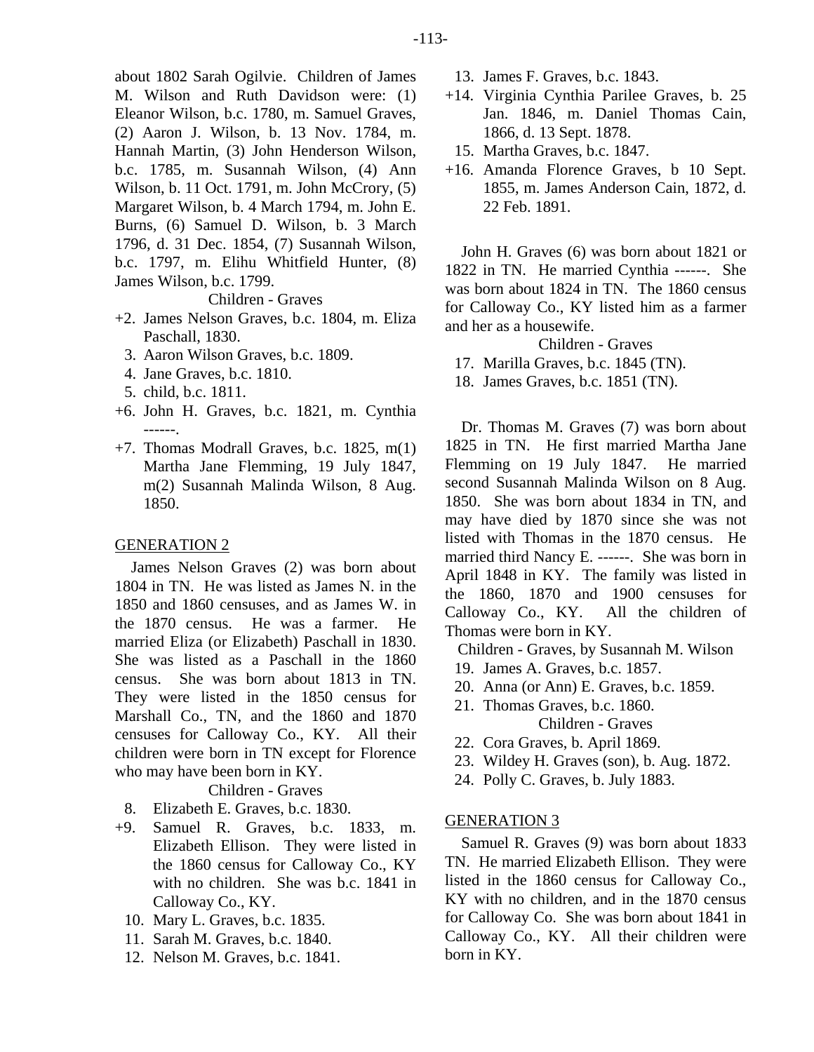about 1802 Sarah Ogilvie. Children of James M. Wilson and Ruth Davidson were: (1) Eleanor Wilson, b.c. 1780, m. Samuel Graves, (2) Aaron J. Wilson, b. 13 Nov. 1784, m. Hannah Martin, (3) John Henderson Wilson, b.c. 1785, m. Susannah Wilson, (4) Ann Wilson, b. 11 Oct. 1791, m. John McCrory, (5) Margaret Wilson, b. 4 March 1794, m. John E. Burns, (6) Samuel D. Wilson, b. 3 March 1796, d. 31 Dec. 1854, (7) Susannah Wilson, b.c. 1797, m. Elihu Whitfield Hunter, (8) James Wilson, b.c. 1799.

Children - Graves

- +2. James Nelson Graves, b.c. 1804, m. Eliza Paschall, 1830.
- 3. Aaron Wilson Graves, b.c. 1809.
- 4. Jane Graves, b.c. 1810.
- 5. child, b.c. 1811.
- +6. John H. Graves, b.c. 1821, m. Cynthia ------.
- +7. Thomas Modrall Graves, b.c. 1825, m(1) Martha Jane Flemming, 19 July 1847, m(2) Susannah Malinda Wilson, 8 Aug. 1850.

GENERATION 2

James Nelson Graves (2) was born about 1804 in TN. He was listed as James N. in the 1850 and 1860 censuses, and as James W. in the 1870 census. He was a farmer. He married Eliza (or Elizabeth) Paschall in 1830. She was listed as a Paschall in the 1860 census. She was born about 1813 in TN. They were listed in the 1850 census for Marshall Co., TN, and the 1860 and 1870 censuses for Calloway Co., KY. All their children were born in TN except for Florence who may have been born in KY.

Children - Graves

- 8. Elizabeth E. Graves, b.c. 1830.
- +9. Samuel R. Graves, b.c. 1833, m. Elizabeth Ellison. They were listed in the 1860 census for Calloway Co., KY with no children. She was b.c. 1841 in Calloway Co., KY.
- 10. Mary L. Graves, b.c. 1835.
- 11. Sarah M. Graves, b.c. 1840.
- 12. Nelson M. Graves, b.c. 1841.
- 13. James F. Graves, b.c. 1843.
- +14. Virginia Cynthia Parilee Graves, b. 25 Jan. 1846, m. Daniel Thomas Cain, 1866, d. 13 Sept. 1878.
- 15. Martha Graves, b.c. 1847.
- +16. Amanda Florence Graves, b 10 Sept. 1855, m. James Anderson Cain, 1872, d. 22 Feb. 1891.

John H. Graves (6) was born about 1821 or 1822 in TN. He married Cynthia ------. She was born about 1824 in TN. The 1860 census for Calloway Co., KY listed him as a farmer and her as a housewife.

Children - Graves

- 17. Marilla Graves, b.c. 1845 (TN).
- 18. James Graves, b.c. 1851 (TN).

Dr. Thomas M. Graves (7) was born about 1825 in TN. He first married Martha Jane Flemming on 19 July 1847. He married second Susannah Malinda Wilson on 8 Aug. 1850. She was born about 1834 in TN, and may have died by 1870 since she was not listed with Thomas in the 1870 census. He married third Nancy E. ------. She was born in April 1848 in KY. The family was listed in the 1860, 1870 and 1900 censuses for Calloway Co., KY. All the children of Thomas were born in KY.

Children - Graves, by Susannah M. Wilson

- 19. James A. Graves, b.c. 1857.
- 20. Anna (or Ann) E. Graves, b.c. 1859.
- 21. Thomas Graves, b.c. 1860.

Children - Graves

- 22. Cora Graves, b. April 1869.
- 23. Wildey H. Graves (son), b. Aug. 1872.
- 24. Polly C. Graves, b. July 1883.

GENERATION 3

Samuel R. Graves (9) was born about 1833 TN. He married Elizabeth Ellison. They were listed in the 1860 census for Calloway Co., KY with no children, and in the 1870 census for Calloway Co. She was born about 1841 in Calloway Co., KY. All their children were born in KY.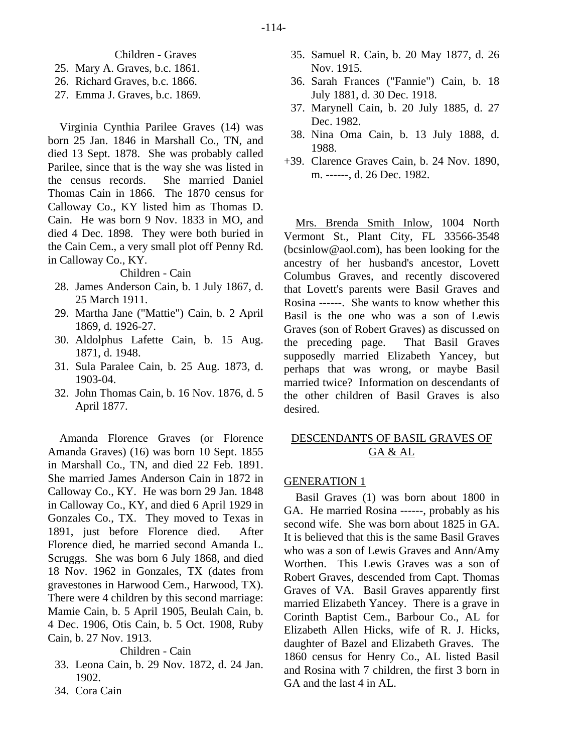Children - Graves

25. Mary A. Graves, b.c. 1861.
26. Richard Graves, b.c. 1866.
27. Emma J. Graves, b.c. 1869.

Virginia Cynthia Parilee Graves (14) was born 25 Jan. 1846 in Marshall Co., TN, and died 13 Sept. 1878. She was probably called Parilee, since that is the way she was listed in the census records. She married Daniel Thomas Cain in 1866. The 1870 census for Calloway Co., KY listed him as Thomas D. Cain. He was born 9 Nov. 1833 in MO, and died 4 Dec. 1898. They were both buried in the Cain Cem., a very small plot off Penny Rd. in Calloway Co., KY.

Children - Cain

28. James Anderson Cain, b. 1 July 1867, d. 25 March 1911.
29. Martha Jane ("Mattie") Cain, b. 2 April 1869, d. 1926-27.
30. Aldolphus Lafette Cain, b. 15 Aug. 1871, d. 1948.
31. Sula Paralee Cain, b. 25 Aug. 1873, d. 1903-04.
32. John Thomas Cain, b. 16 Nov. 1876, d. 5 April 1877.

Amanda Florence Graves (or Florence Amanda Graves) (16) was born 10 Sept. 1855 in Marshall Co., TN, and died 22 Feb. 1891. She married James Anderson Cain in 1872 in Calloway Co., KY. He was born 29 Jan. 1848 in Calloway Co., KY, and died 6 April 1929 in Gonzales Co., TX. They moved to Texas in 1891, just before Florence died. After Florence died, he married second Amanda L. Scruggs. She was born 6 July 1868, and died 18 Nov. 1962 in Gonzales, TX (dates from gravestones in Harwood Cem., Harwood, TX). There were 4 children by this second marriage: Mamie Cain, b. 5 April 1905, Beulah Cain, b. 4 Dec. 1906, Otis Cain, b. 5 Oct. 1908, Ruby Cain, b. 27 Nov. 1913.

Children - Cain

33. Leona Cain, b. 29 Nov. 1872, d. 24 Jan. 1902.
34. Cora Cain
35. Samuel R. Cain, b. 20 May 1877, d. 26 Nov. 1915.
36. Sarah Frances ("Fannie") Cain, b. 18 July 1881, d. 30 Dec. 1918.
37. Marynell Cain, b. 20 July 1885, d. 27 Dec. 1982.
38. Nina Oma Cain, b. 13 July 1888, d. 1988.

+39. Clarence Graves Cain, b. 24 Nov. 1890, m. ------, d. 26 Dec. 1982.

Mrs. Brenda Smith Inlow, 1004 North Vermont St., Plant City, FL 33566-3548 (bcsinlow@aol.com), has been looking for the ancestry of her husband's ancestor, Lovett Columbus Graves, and recently discovered that Lovett's parents were Basil Graves and Rosina ------. She wants to know whether this Basil is the one who was a son of Lewis Graves (son of Robert Graves) as discussed on the preceding page. That Basil Graves supposedly married Elizabeth Yancey, but perhaps that was wrong, or maybe Basil married twice? Information on descendants of the other children of Basil Graves is also desired.

## DESCENDANTS OF BASIL GRAVES OF GA & AL

### GENERATION 1

Basil Graves (1) was born about 1800 in GA. He married Rosina ------, probably as his second wife. She was born about 1825 in GA. It is believed that this is the same Basil Graves who was a son of Lewis Graves and Ann/Amy Worthen. This Lewis Graves was a son of Robert Graves, descended from Capt. Thomas Graves of VA. Basil Graves apparently first married Elizabeth Yancey. There is a grave in Corinth Baptist Cem., Barbour Co., AL for Elizabeth Allen Hicks, wife of R. J. Hicks, daughter of Bazel and Elizabeth Graves. The 1860 census for Henry Co., AL listed Basil and Rosina with 7 children, the first 3 born in GA and the last 4 in AL.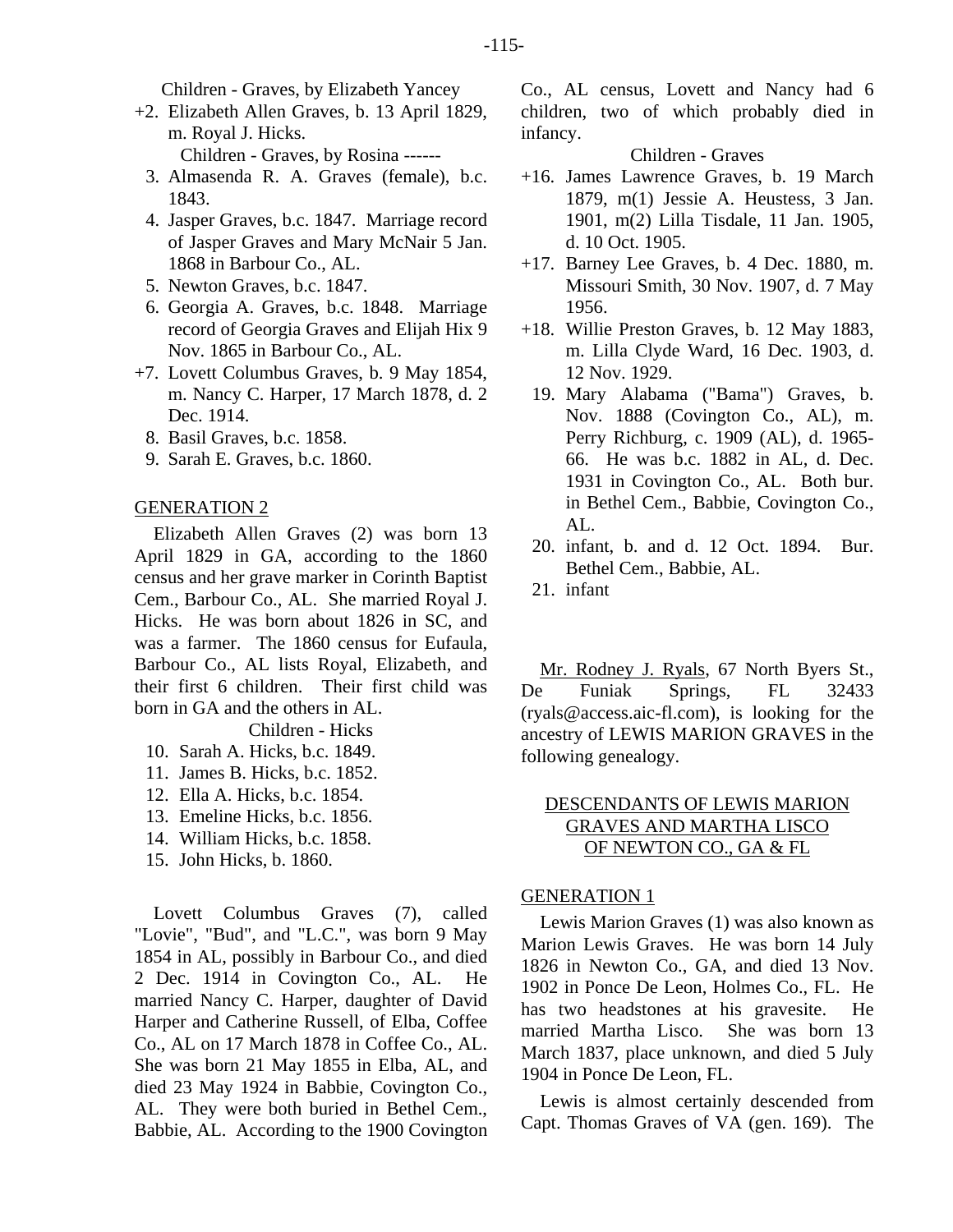Children - Graves, by Elizabeth Yancey

+2. Elizabeth Allen Graves, b. 13 April 1829, m. Royal J. Hicks.

Children - Graves, by Rosina ------

3. Almasenda R. A. Graves (female), b.c. 1843.
4. Jasper Graves, b.c. 1847. Marriage record of Jasper Graves and Mary McNair 5 Jan. 1868 in Barbour Co., AL.
5. Newton Graves, b.c. 1847.
6. Georgia A. Graves, b.c. 1848. Marriage record of Georgia Graves and Elijah Hix 9 Nov. 1865 in Barbour Co., AL.

+7. Lovett Columbus Graves, b. 9 May 1854, m. Nancy C. Harper, 17 March 1878, d. 2 Dec. 1914.

8. Basil Graves, b.c. 1858.
9. Sarah E. Graves, b.c. 1860.

## GENERATION 2

Elizabeth Allen Graves (2) was born 13 April 1829 in GA, according to the 1860 census and her grave marker in Corinth Baptist Cem., Barbour Co., AL. She married Royal J. Hicks. He was born about 1826 in SC, and was a farmer. The 1860 census for Eufaula, Barbour Co., AL lists Royal, Elizabeth, and their first 6 children. Their first child was born in GA and the others in AL.

Children - Hicks

10. Sarah A. Hicks, b.c. 1849.
11. James B. Hicks, b.c. 1852.
12. Ella A. Hicks, b.c. 1854.
13. Emeline Hicks, b.c. 1856.
14. William Hicks, b.c. 1858.
15. John Hicks, b. 1860.

Lovett Columbus Graves (7), called "Lovie", "Bud", and "L.C.", was born 9 May 1854 in AL, possibly in Barbour Co., and died 2 Dec. 1914 in Covington Co., AL. He married Nancy C. Harper, daughter of David Harper and Catherine Russell, of Elba, Coffee Co., AL on 17 March 1878 in Coffee Co., AL. She was born 21 May 1855 in Elba, AL, and died 23 May 1924 in Babbie, Covington Co., AL. They were both buried in Bethel Cem., Babbie, AL. According to the 1900 Covington Co., AL census, Lovett and Nancy had 6 children, two of which probably died in infancy.

Children - Graves

+16. James Lawrence Graves, b. 19 March 1879, m(1) Jessie A. Heustess, 3 Jan. 1901, m(2) Lilla Tisdale, 11 Jan. 1905, d. 10 Oct. 1905.

+17. Barney Lee Graves, b. 4 Dec. 1880, m. Missouri Smith, 30 Nov. 1907, d. 7 May 1956.

+18. Willie Preston Graves, b. 12 May 1883, m. Lilla Clyde Ward, 16 Dec. 1903, d. 12 Nov. 1929.

19. Mary Alabama ("Bama") Graves, b. Nov. 1888 (Covington Co., AL), m. Perry Richburg, c. 1909 (AL), d. 1965-66. He was b.c. 1882 in AL, d. Dec. 1931 in Covington Co., AL. Both bur. in Bethel Cem., Babbie, Covington Co., AL.
20. infant, b. and d. 12 Oct. 1894. Bur. Bethel Cem., Babbie, AL.
21. infant

Mr. Rodney J. Ryals, 67 North Byers St., De Funiak Springs, FL 32433 (ryals@access.aic-fl.com), is looking for the ancestry of LEWIS MARION GRAVES in the following genealogy.

## DESCENDANTS OF LEWIS MARION GRAVES AND MARTHA LISCO OF NEWTON CO., GA & FL

## GENERATION 1

Lewis Marion Graves (1) was also known as Marion Lewis Graves. He was born 14 July 1826 in Newton Co., GA, and died 13 Nov. 1902 in Ponce De Leon, Holmes Co., FL. He has two headstones at his gravesite. He married Martha Lisco. She was born 13 March 1837, place unknown, and died 5 July 1904 in Ponce De Leon, FL.

Lewis is almost certainly descended from Capt. Thomas Graves of VA (gen. 169). The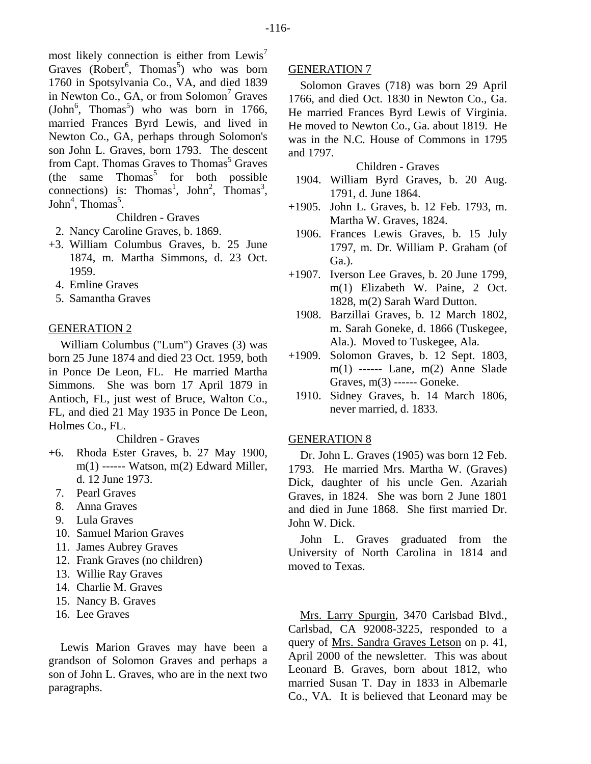most likely connection is either from Lewis$^7$ Graves (Robert$^6$, Thomas$^5$) who was born 1760 in Spotsylvania Co., VA, and died 1839 in Newton Co., GA, or from Solomon$^7$ Graves (John$^6$, Thomas$^5$) who was born in 1766, married Frances Byrd Lewis, and lived in Newton Co., GA, perhaps through Solomon's son John L. Graves, born 1793. The descent from Capt. Thomas Graves to Thomas$^5$ Graves (the same Thomas$^5$ for both possible connections) is: Thomas$^1$, John$^2$, Thomas$^3$, John$^4$, Thomas$^5$.

Children - Graves

- 2. Nancy Caroline Graves, b. 1869.
- +3. William Columbus Graves, b. 25 June 1874, m. Martha Simmons, d. 23 Oct. 1959.
- 4. Emline Graves
- 5. Samantha Graves

## GENERATION 2

William Columbus ("Lum") Graves (3) was born 25 June 1874 and died 23 Oct. 1959, both in Ponce De Leon, FL. He married Martha Simmons. She was born 17 April 1879 in Antioch, FL, just west of Bruce, Walton Co., FL, and died 21 May 1935 in Ponce De Leon, Holmes Co., FL.

Children - Graves

- +6. Rhoda Ester Graves, b. 27 May 1900, m(1) ------ Watson, m(2) Edward Miller, d. 12 June 1973.
- 7. Pearl Graves
- 8. Anna Graves
- 9. Lula Graves
- 10. Samuel Marion Graves
- 11. James Aubrey Graves
- 12. Frank Graves (no children)
- 13. Willie Ray Graves
- 14. Charlie M. Graves
- 15. Nancy B. Graves
- 16. Lee Graves

Lewis Marion Graves may have been a grandson of Solomon Graves and perhaps a son of John L. Graves, who are in the next two paragraphs.

## GENERATION 7

Solomon Graves (718) was born 29 April 1766, and died Oct. 1830 in Newton Co., Ga. He married Frances Byrd Lewis of Virginia. He moved to Newton Co., Ga. about 1819. He was in the N.C. House of Commons in 1795 and 1797.

Children - Graves

- 1904. William Byrd Graves, b. 20 Aug. 1791, d. June 1864.
- +1905. John L. Graves, b. 12 Feb. 1793, m. Martha W. Graves, 1824.
- 1906. Frances Lewis Graves, b. 15 July 1797, m. Dr. William P. Graham (of Ga.).
- +1907. Iverson Lee Graves, b. 20 June 1799, m(1) Elizabeth W. Paine, 2 Oct. 1828, m(2) Sarah Ward Dutton.
- 1908. Barzillai Graves, b. 12 March 1802, m. Sarah Goneke, d. 1866 (Tuskegee, Ala.). Moved to Tuskegee, Ala.
- +1909. Solomon Graves, b. 12 Sept. 1803, m(1) ------ Lane, m(2) Anne Slade Graves, m(3) ------ Goneke.
- 1910. Sidney Graves, b. 14 March 1806, never married, d. 1833.

## GENERATION 8

Dr. John L. Graves (1905) was born 12 Feb. 1793. He married Mrs. Martha W. (Graves) Dick, daughter of his uncle Gen. Azariah Graves, in 1824. She was born 2 June 1801 and died in June 1868. She first married Dr. John W. Dick.

John L. Graves graduated from the University of North Carolina in 1814 and moved to Texas.

Mrs. Larry Spurgin, 3470 Carlsbad Blvd., Carlsbad, CA 92008-3225, responded to a query of Mrs. Sandra Graves Letson on p. 41, April 2000 of the newsletter. This was about Leonard B. Graves, born about 1812, who married Susan T. Day in 1833 in Albemarle Co., VA. It is believed that Leonard may be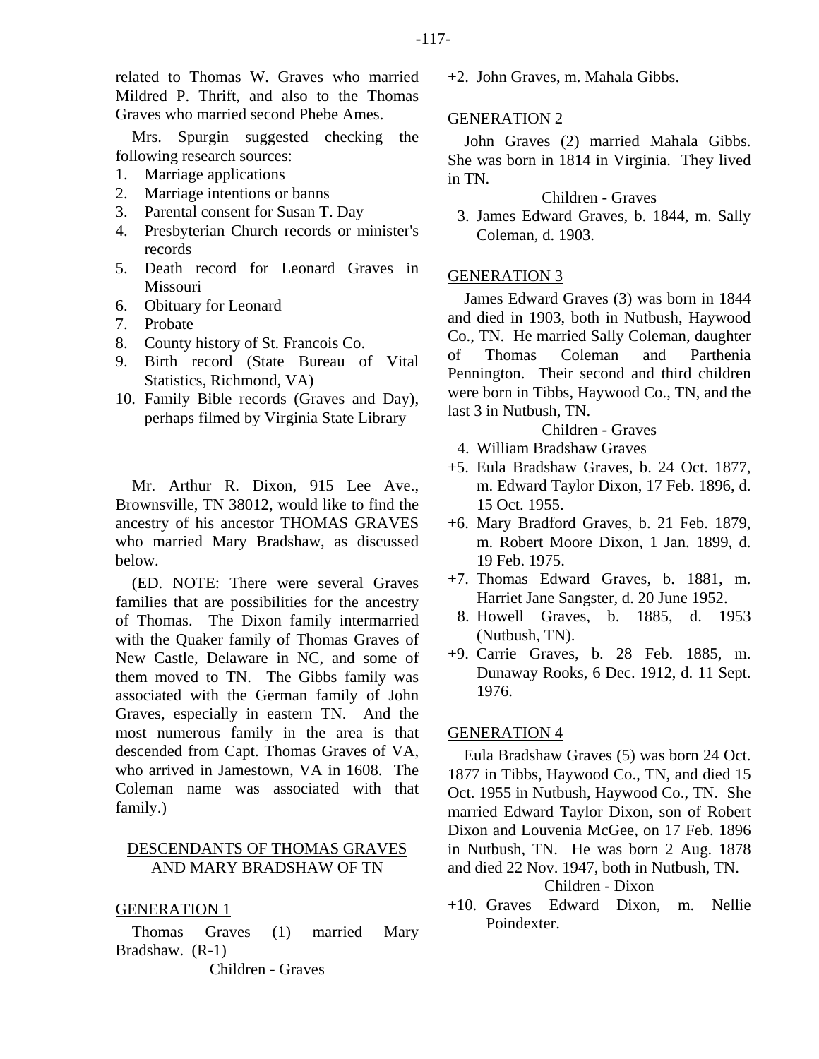related to Thomas W. Graves who married Mildred P. Thrift, and also to the Thomas Graves who married second Phebe Ames.

Mrs. Spurgin suggested checking the following research sources:

1. Marriage applications
2. Marriage intentions or banns
3. Parental consent for Susan T. Day
4. Presbyterian Church records or minister's records
5. Death record for Leonard Graves in Missouri
6. Obituary for Leonard
7. Probate
8. County history of St. Francois Co.
9. Birth record (State Bureau of Vital Statistics, Richmond, VA)
10. Family Bible records (Graves and Day), perhaps filmed by Virginia State Library

Mr. Arthur R. Dixon, 915 Lee Ave., Brownsville, TN 38012, would like to find the ancestry of his ancestor THOMAS GRAVES who married Mary Bradshaw, as discussed below.

(ED. NOTE: There were several Graves families that are possibilities for the ancestry of Thomas. The Dixon family intermarried with the Quaker family of Thomas Graves of New Castle, Delaware in NC, and some of them moved to TN. The Gibbs family was associated with the German family of John Graves, especially in eastern TN. And the most numerous family in the area is that descended from Capt. Thomas Graves of VA, who arrived in Jamestown, VA in 1608. The Coleman name was associated with that family.)

## DESCENDANTS OF THOMAS GRAVES AND MARY BRADSHAW OF TN

### GENERATION 1

Thomas Graves (1) married Mary Bradshaw. (R-1)

Children - Graves

+2. John Graves, m. Mahala Gibbs.

### GENERATION 2

John Graves (2) married Mahala Gibbs. She was born in 1814 in Virginia. They lived in TN.

Children - Graves

3. James Edward Graves, b. 1844, m. Sally Coleman, d. 1903.

### GENERATION 3

James Edward Graves (3) was born in 1844 and died in 1903, both in Nutbush, Haywood Co., TN. He married Sally Coleman, daughter of Thomas Coleman and Parthenia Pennington. Their second and third children were born in Tibbs, Haywood Co., TN, and the last 3 in Nutbush, TN.

Children - Graves

4. William Bradshaw Graves
+5. Eula Bradshaw Graves, b. 24 Oct. 1877, m. Edward Taylor Dixon, 17 Feb. 1896, d. 15 Oct. 1955.
+6. Mary Bradford Graves, b. 21 Feb. 1879, m. Robert Moore Dixon, 1 Jan. 1899, d. 19 Feb. 1975.
+7. Thomas Edward Graves, b. 1881, m. Harriet Jane Sangster, d. 20 June 1952.
8. Howell Graves, b. 1885, d. 1953 (Nutbush, TN).
+9. Carrie Graves, b. 28 Feb. 1885, m. Dunaway Rooks, 6 Dec. 1912, d. 11 Sept. 1976.

### GENERATION 4

Eula Bradshaw Graves (5) was born 24 Oct. 1877 in Tibbs, Haywood Co., TN, and died 15 Oct. 1955 in Nutbush, Haywood Co., TN. She married Edward Taylor Dixon, son of Robert Dixon and Louvenia McGee, on 17 Feb. 1896 in Nutbush, TN. He was born 2 Aug. 1878 and died 22 Nov. 1947, both in Nutbush, TN.

Children - Dixon

+10. Graves Edward Dixon, m. Nellie Poindexter.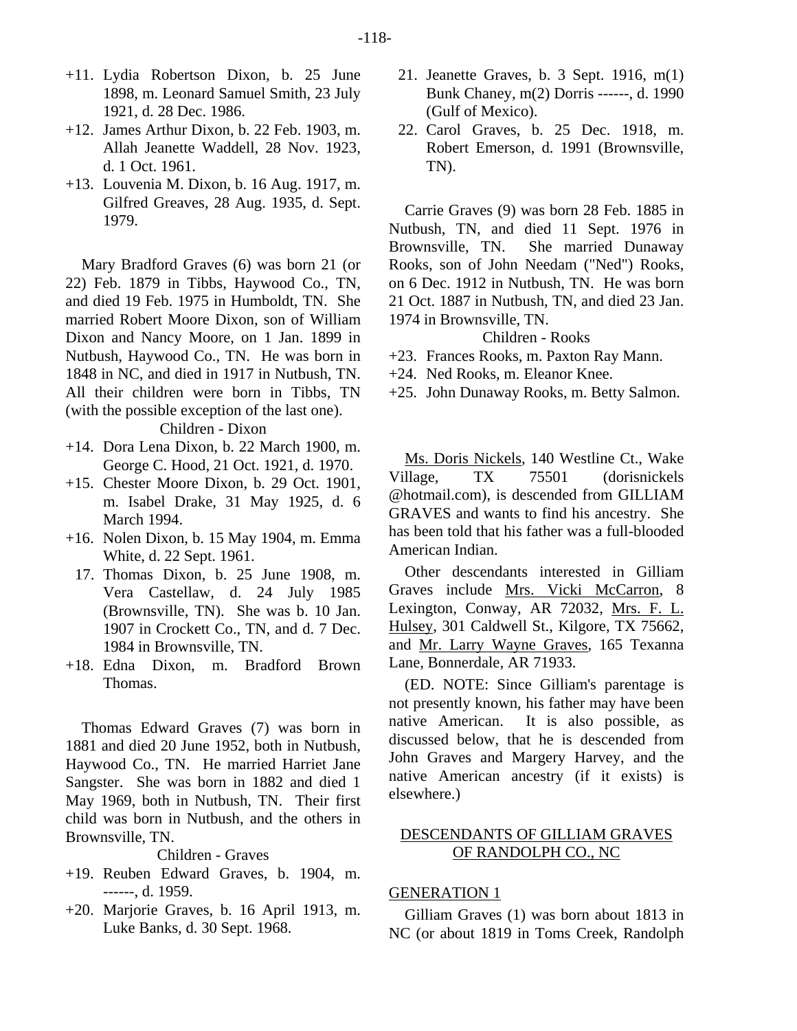+11. Lydia Robertson Dixon, b. 25 June 1898, m. Leonard Samuel Smith, 23 July 1921, d. 28 Dec. 1986.

+12. James Arthur Dixon, b. 22 Feb. 1903, m. Allah Jeanette Waddell, 28 Nov. 1923, d. 1 Oct. 1961.

+13. Louvenia M. Dixon, b. 16 Aug. 1917, m. Gilfred Greaves, 28 Aug. 1935, d. Sept. 1979.

Mary Bradford Graves (6) was born 21 (or 22) Feb. 1879 in Tibbs, Haywood Co., TN, and died 19 Feb. 1975 in Humboldt, TN. She married Robert Moore Dixon, son of William Dixon and Nancy Moore, on 1 Jan. 1899 in Nutbush, Haywood Co., TN. He was born in 1848 in NC, and died in 1917 in Nutbush, TN. All their children were born in Tibbs, TN (with the possible exception of the last one).

Children - Dixon

+14. Dora Lena Dixon, b. 22 March 1900, m. George C. Hood, 21 Oct. 1921, d. 1970.

+15. Chester Moore Dixon, b. 29 Oct. 1901, m. Isabel Drake, 31 May 1925, d. 6 March 1994.

+16. Nolen Dixon, b. 15 May 1904, m. Emma White, d. 22 Sept. 1961.

17. Thomas Dixon, b. 25 June 1908, m. Vera Castellaw, d. 24 July 1985 (Brownsville, TN). She was b. 10 Jan. 1907 in Crockett Co., TN, and d. 7 Dec. 1984 in Brownsville, TN.

+18. Edna Dixon, m. Bradford Brown Thomas.

Thomas Edward Graves (7) was born in 1881 and died 20 June 1952, both in Nutbush, Haywood Co., TN. He married Harriet Jane Sangster. She was born in 1882 and died 1 May 1969, both in Nutbush, TN. Their first child was born in Nutbush, and the others in Brownsville, TN.

Children - Graves

+19. Reuben Edward Graves, b. 1904, m. ------, d. 1959.

+20. Marjorie Graves, b. 16 April 1913, m. Luke Banks, d. 30 Sept. 1968.

21. Jeanette Graves, b. 3 Sept. 1916, m(1) Bunk Chaney, m(2) Dorris ------, d. 1990 (Gulf of Mexico).

22. Carol Graves, b. 25 Dec. 1918, m. Robert Emerson, d. 1991 (Brownsville, TN).

Carrie Graves (9) was born 28 Feb. 1885 in Nutbush, TN, and died 11 Sept. 1976 in Brownsville, TN. She married Dunaway Rooks, son of John Needam ("Ned") Rooks, on 6 Dec. 1912 in Nutbush, TN. He was born 21 Oct. 1887 in Nutbush, TN, and died 23 Jan. 1974 in Brownsville, TN.

Children - Rooks

+23. Frances Rooks, m. Paxton Ray Mann.

+24. Ned Rooks, m. Eleanor Knee.

+25. John Dunaway Rooks, m. Betty Salmon.

Ms. Doris Nickels, 140 Westline Ct., Wake Village, TX 75501 (dorisnickels @hotmail.com), is descended from GILLIAM GRAVES and wants to find his ancestry. She has been told that his father was a full-blooded American Indian.

Other descendants interested in Gilliam Graves include Mrs. Vicki McCarron, 8 Lexington, Conway, AR 72032, Mrs. F. L. Hulsey, 301 Caldwell St., Kilgore, TX 75662, and Mr. Larry Wayne Graves, 165 Texanna Lane, Bonnerdale, AR 71933.

(ED. NOTE: Since Gilliam's parentage is not presently known, his father may have been native American. It is also possible, as discussed below, that he is descended from John Graves and Margery Harvey, and the native American ancestry (if it exists) is elsewhere.)

## DESCENDANTS OF GILLIAM GRAVES OF RANDOLPH CO., NC

### GENERATION 1

Gilliam Graves (1) was born about 1813 in NC (or about 1819 in Toms Creek, Randolph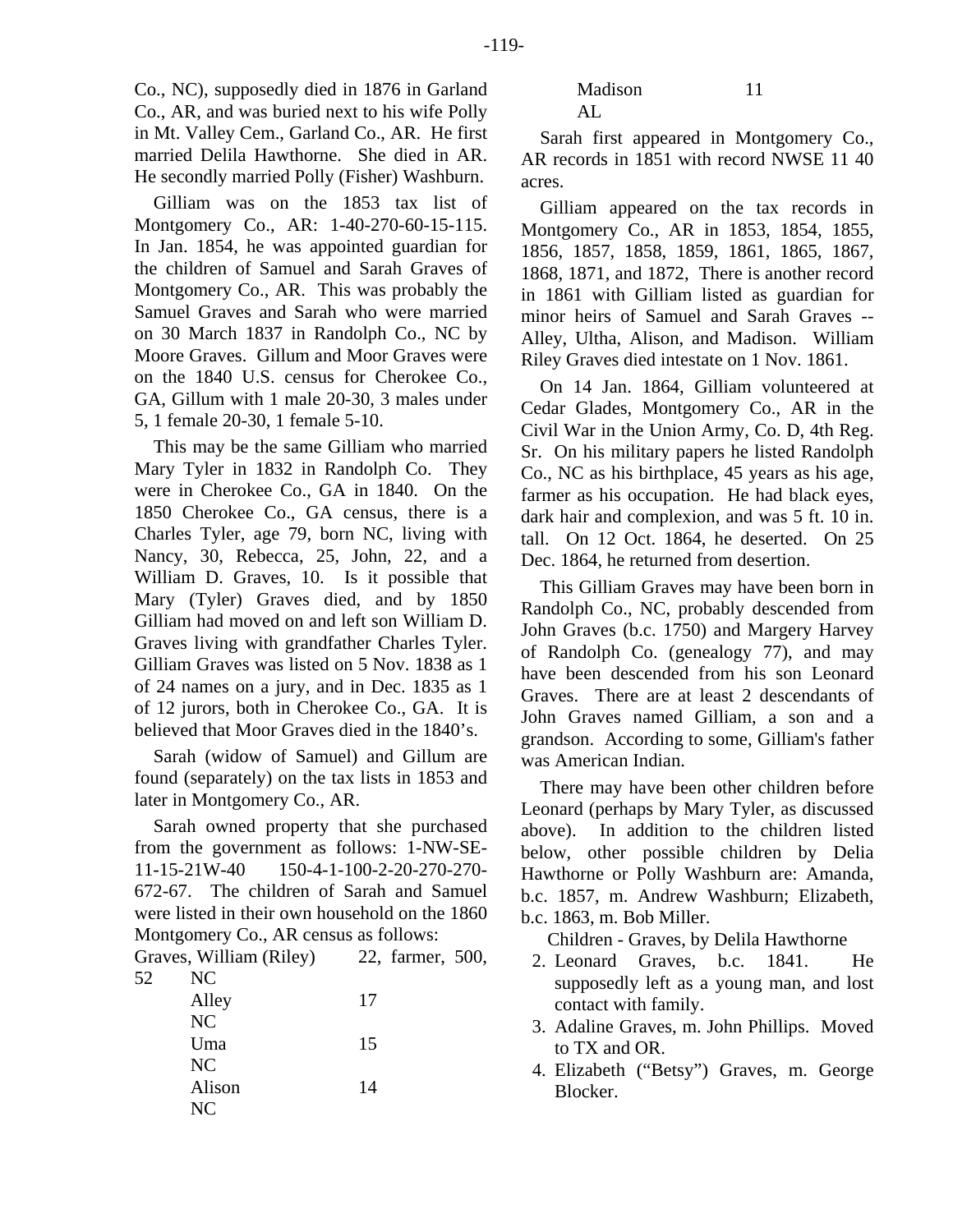Co., NC), supposedly died in 1876 in Garland Co., AR, and was buried next to his wife Polly in Mt. Valley Cem., Garland Co., AR. He first married Delila Hawthorne. She died in AR. He secondly married Polly (Fisher) Washburn.

Gilliam was on the 1853 tax list of Montgomery Co., AR: 1-40-270-60-15-115. In Jan. 1854, he was appointed guardian for the children of Samuel and Sarah Graves of Montgomery Co., AR. This was probably the Samuel Graves and Sarah who were married on 30 March 1837 in Randolph Co., NC by Moore Graves. Gillum and Moor Graves were on the 1840 U.S. census for Cherokee Co., GA, Gillum with 1 male 20-30, 3 males under 5, 1 female 20-30, 1 female 5-10.

This may be the same Gilliam who married Mary Tyler in 1832 in Randolph Co. They were in Cherokee Co., GA in 1840. On the 1850 Cherokee Co., GA census, there is a Charles Tyler, age 79, born NC, living with Nancy, 30, Rebecca, 25, John, 22, and a William D. Graves, 10. Is it possible that Mary (Tyler) Graves died, and by 1850 Gilliam had moved on and left son William D. Graves living with grandfather Charles Tyler. Gilliam Graves was listed on 5 Nov. 1838 as 1 of 24 names on a jury, and in Dec. 1835 as 1 of 12 jurors, both in Cherokee Co., GA. It is believed that Moor Graves died in the 1840's.

Sarah (widow of Samuel) and Gillum are found (separately) on the tax lists in 1853 and later in Montgomery Co., AR.

Sarah owned property that she purchased from the government as follows: 1-NW-SE-11-15-21W-40 150-4-1-100-2-20-270-270-672-67. The children of Sarah and Samuel were listed in their own household on the 1860 Montgomery Co., AR census as follows:

Graves, William (Riley) 22, farmer, 500, 52 NC
 Alley 17 NC
 Uma 15 NC
 Alison 14 NC
 Madison 11 AL

Sarah first appeared in Montgomery Co., AR records in 1851 with record NWSE 11 40 acres.

Gilliam appeared on the tax records in Montgomery Co., AR in 1853, 1854, 1855, 1856, 1857, 1858, 1859, 1861, 1865, 1867, 1868, 1871, and 1872, There is another record in 1861 with Gilliam listed as guardian for minor heirs of Samuel and Sarah Graves -- Alley, Ultha, Alison, and Madison. William Riley Graves died intestate on 1 Nov. 1861.

On 14 Jan. 1864, Gilliam volunteered at Cedar Glades, Montgomery Co., AR in the Civil War in the Union Army, Co. D, 4th Reg. Sr. On his military papers he listed Randolph Co., NC as his birthplace, 45 years as his age, farmer as his occupation. He had black eyes, dark hair and complexion, and was 5 ft. 10 in. tall. On 12 Oct. 1864, he deserted. On 25 Dec. 1864, he returned from desertion.

This Gilliam Graves may have been born in Randolph Co., NC, probably descended from John Graves (b.c. 1750) and Margery Harvey of Randolph Co. (genealogy 77), and may have been descended from his son Leonard Graves. There are at least 2 descendants of John Graves named Gilliam, a son and a grandson. According to some, Gilliam's father was American Indian.

There may have been other children before Leonard (perhaps by Mary Tyler, as discussed above). In addition to the children listed below, other possible children by Delia Hawthorne or Polly Washburn are: Amanda, b.c. 1857, m. Andrew Washburn; Elizabeth, b.c. 1863, m. Bob Miller.

Children - Graves, by Delila Hawthorne

2. Leonard Graves, b.c. 1841. He supposedly left as a young man, and lost contact with family.
3. Adaline Graves, m. John Phillips. Moved to TX and OR.
4. Elizabeth ("Betsy") Graves, m. George Blocker.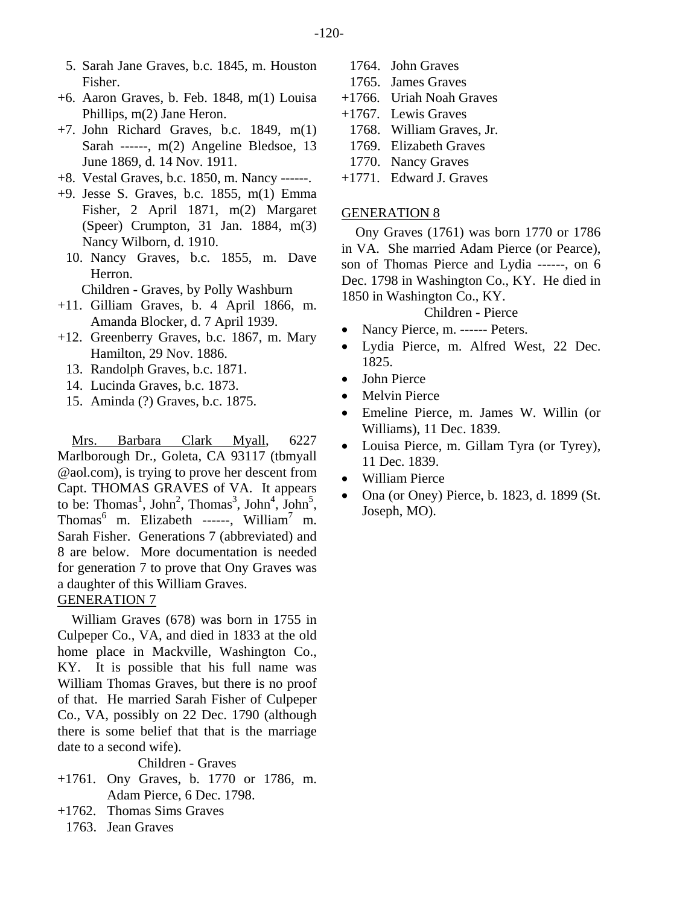5. Sarah Jane Graves, b.c. 1845, m. Houston Fisher.
+6. Aaron Graves, b. Feb. 1848, m(1) Louisa Phillips, m(2) Jane Heron.
+7. John Richard Graves, b.c. 1849, m(1) Sarah ------, m(2) Angeline Bledsoe, 13 June 1869, d. 14 Nov. 1911.
+8. Vestal Graves, b.c. 1850, m. Nancy ------.
+9. Jesse S. Graves, b.c. 1855, m(1) Emma Fisher, 2 April 1871, m(2) Margaret (Speer) Crumpton, 31 Jan. 1884, m(3) Nancy Wilborn, d. 1910.
10. Nancy Graves, b.c. 1855, m. Dave Herron.

Children - Graves, by Polly Washburn

+11. Gilliam Graves, b. 4 April 1866, m. Amanda Blocker, d. 7 April 1939.
+12. Greenberry Graves, b.c. 1867, m. Mary Hamilton, 29 Nov. 1886.
13. Randolph Graves, b.c. 1871.
14. Lucinda Graves, b.c. 1873.
15. Aminda (?) Graves, b.c. 1875.

Mrs. Barbara Clark Myall, 6227 Marlborough Dr., Goleta, CA 93117 (tbmyall @aol.com), is trying to prove her descent from Capt. THOMAS GRAVES of VA. It appears to be: Thomas[1], John[2], Thomas[3], John[4], John[5], Thomas[6] m. Elizabeth ------, William[7] m. Sarah Fisher. Generations 7 (abbreviated) and 8 are below. More documentation is needed for generation 7 to prove that Ony Graves was a daughter of this William Graves.

## GENERATION 7

William Graves (678) was born in 1755 in Culpeper Co., VA, and died in 1833 at the old home place in Mackville, Washington Co., KY. It is possible that his full name was William Thomas Graves, but there is no proof of that. He married Sarah Fisher of Culpeper Co., VA, possibly on 22 Dec. 1790 (although there is some belief that that is the marriage date to a second wife).

Children - Graves

+1761. Ony Graves, b. 1770 or 1786, m. Adam Pierce, 6 Dec. 1798.
+1762. Thomas Sims Graves
1763. Jean Graves
1764. John Graves
1765. James Graves
+1766. Uriah Noah Graves
+1767. Lewis Graves
1768. William Graves, Jr.
1769. Elizabeth Graves
1770. Nancy Graves
+1771. Edward J. Graves

## GENERATION 8

Ony Graves (1761) was born 1770 or 1786 in VA. She married Adam Pierce (or Pearce), son of Thomas Pierce and Lydia ------, on 6 Dec. 1798 in Washington Co., KY. He died in 1850 in Washington Co., KY.

Children - Pierce

- Nancy Pierce, m. ------ Peters.
- Lydia Pierce, m. Alfred West, 22 Dec. 1825.
- John Pierce
- Melvin Pierce
- Emeline Pierce, m. James W. Willin (or Williams), 11 Dec. 1839.
- Louisa Pierce, m. Gillam Tyra (or Tyrey), 11 Dec. 1839.
- William Pierce
- Ona (or Oney) Pierce, b. 1823, d. 1899 (St. Joseph, MO).